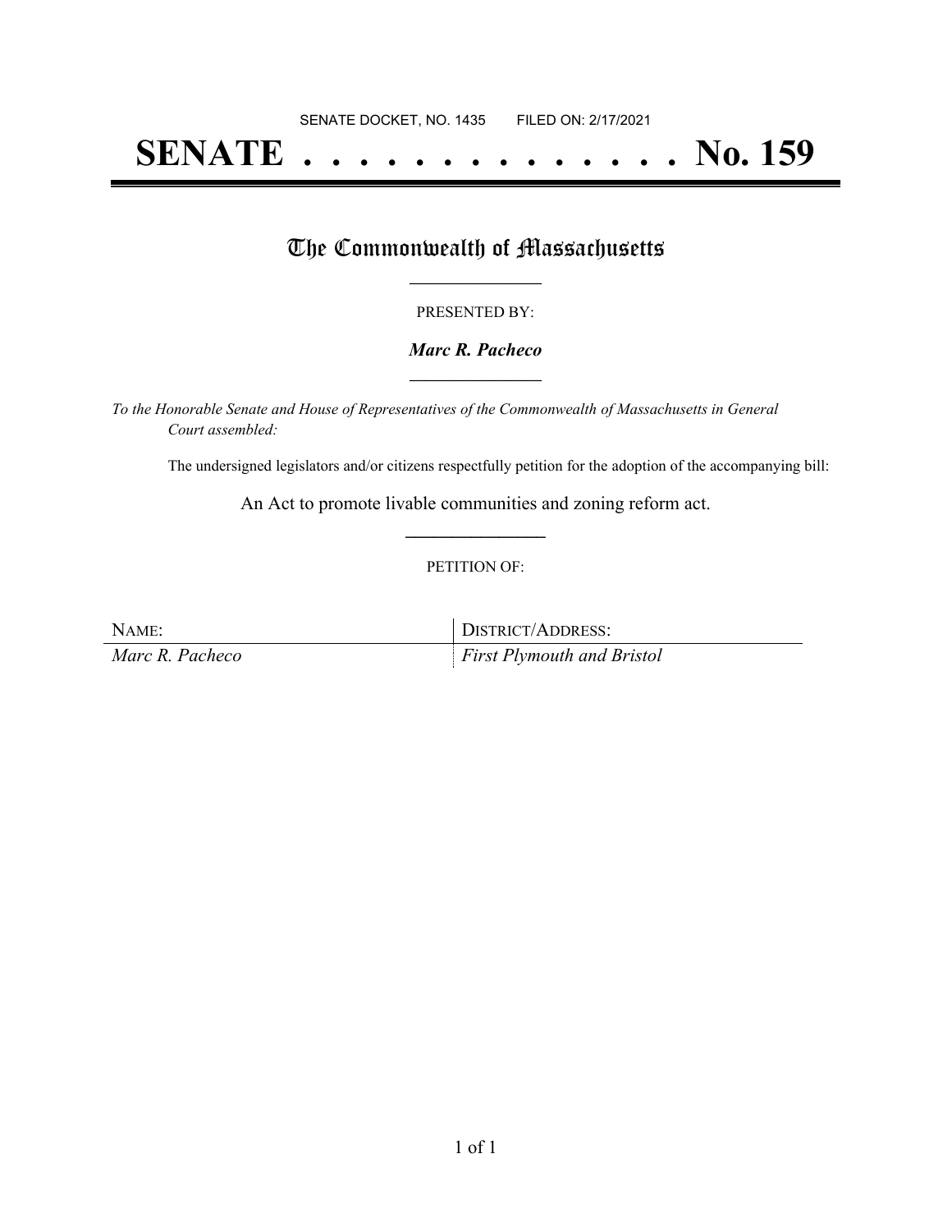SENATE DOCKET, NO. 1435        FILED ON: 2/17/2021

# SENATE . . . . . . . . . . . . . . No. 159

## The Commonwealth of Massachusetts

PRESENTED BY:

***Marc R. Pacheco***

*To the Honorable Senate and House of Representatives of the Commonwealth of Massachusetts in General Court assembled:*

The undersigned legislators and/or citizens respectfully petition for the adoption of the accompanying bill:

An Act to promote livable communities and zoning reform act.

PETITION OF:

| NAME: | DISTRICT/ADDRESS: |
| --- | --- |
| *Marc R. Pacheco* | *First Plymouth and Bristol* |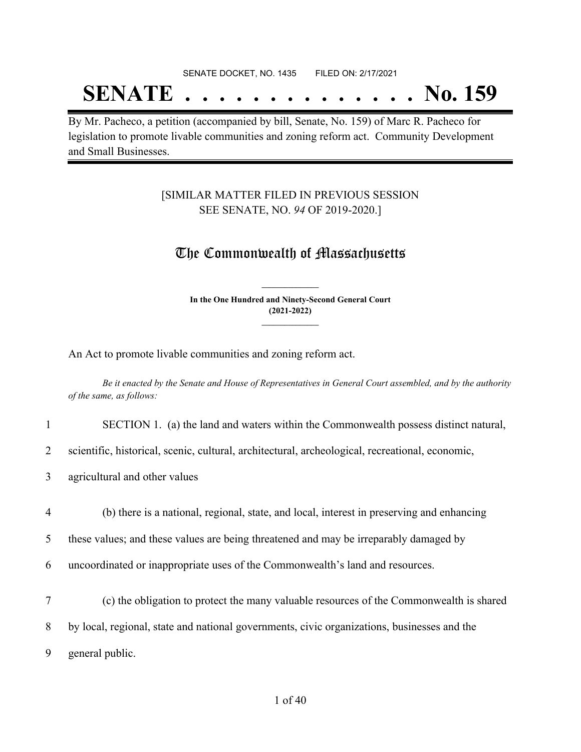SENATE DOCKET, NO. 1435 FILED ON: 2/17/2021

# SENATE . . . . . . . . . . . . . . No. 159

By Mr. Pacheco, a petition (accompanied by bill, Senate, No. 159) of Marc R. Pacheco for legislation to promote livable communities and zoning reform act. Community Development and Small Businesses.

[SIMILAR MATTER FILED IN PREVIOUS SESSION SEE SENATE, NO. *94* OF 2019-2020.]

## The Commonwealth of Massachusetts

**In the One Hundred and Ninety-Second General Court (2021-2022)**

An Act to promote livable communities and zoning reform act.

*Be it enacted by the Senate and House of Representatives in General Court assembled, and by the authority of the same, as follows:*

1 SECTION 1. (a) the land and waters within the Commonwealth possess distinct natural,
2 scientific, historical, scenic, cultural, architectural, archeological, recreational, economic,
3 agricultural and other values

4 (b) there is a national, regional, state, and local, interest in preserving and enhancing
5 these values; and these values are being threatened and may be irreparably damaged by
6 uncoordinated or inappropriate uses of the Commonwealth's land and resources.

7 (c) the obligation to protect the many valuable resources of the Commonwealth is shared
8 by local, regional, state and national governments, civic organizations, businesses and the
9 general public.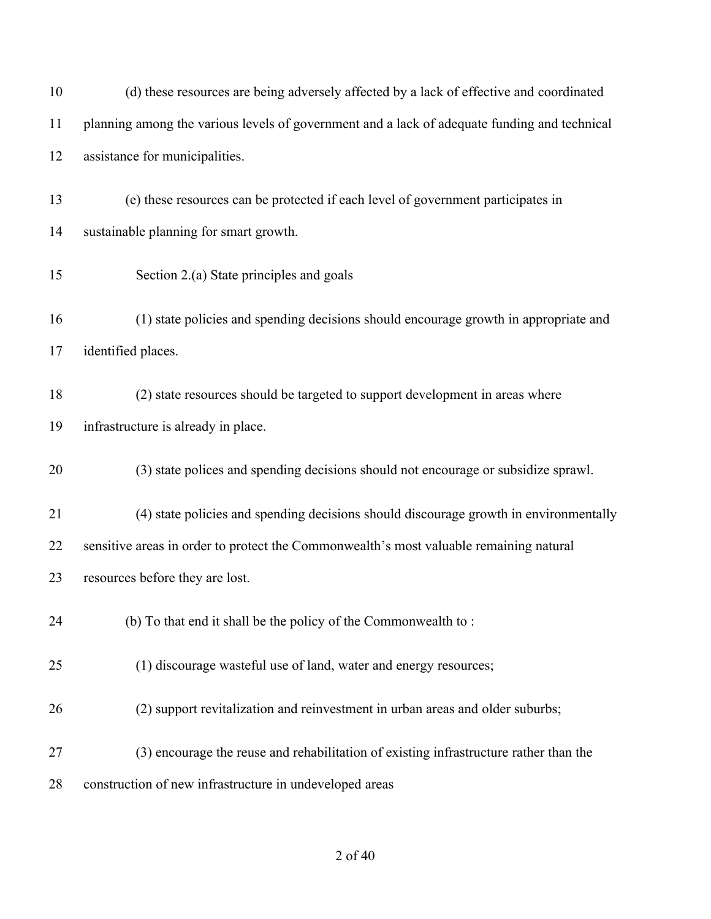(d) these resources are being adversely affected by a lack of effective and coordinated planning among the various levels of government and a lack of adequate funding and technical assistance for municipalities.

(e) these resources can be protected if each level of government participates in sustainable planning for smart growth.

Section 2.(a) State principles and goals

(1) state policies and spending decisions should encourage growth in appropriate and identified places.

(2) state resources should be targeted to support development in areas where infrastructure is already in place.

(3) state polices and spending decisions should not encourage or subsidize sprawl.

(4) state policies and spending decisions should discourage growth in environmentally sensitive areas in order to protect the Commonwealth's most valuable remaining natural resources before they are lost.

(b) To that end it shall be the policy of the Commonwealth to :

(1) discourage wasteful use of land, water and energy resources;

(2) support revitalization and reinvestment in urban areas and older suburbs;

(3) encourage the reuse and rehabilitation of existing infrastructure rather than the construction of new infrastructure in undeveloped areas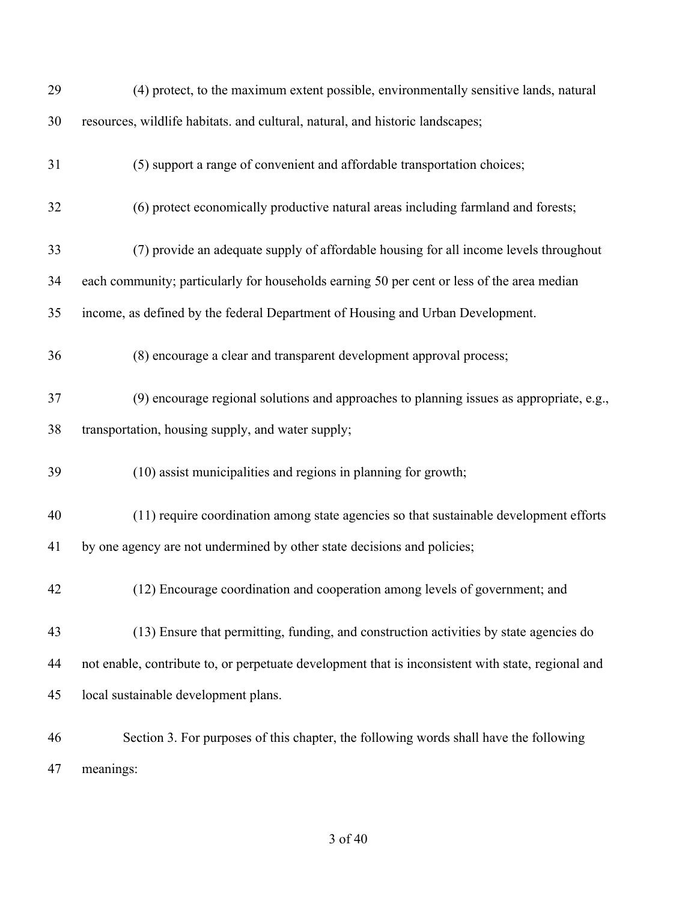(4) protect, to the maximum extent possible, environmentally sensitive lands, natural resources, wildlife habitats. and cultural, natural, and historic landscapes;

(5) support a range of convenient and affordable transportation choices;

(6) protect economically productive natural areas including farmland and forests;

(7) provide an adequate supply of affordable housing for all income levels throughout each community; particularly for households earning 50 per cent or less of the area median income, as defined by the federal Department of Housing and Urban Development.

(8) encourage a clear and transparent development approval process;

(9) encourage regional solutions and approaches to planning issues as appropriate, e.g., transportation, housing supply, and water supply;

(10) assist municipalities and regions in planning for growth;

(11) require coordination among state agencies so that sustainable development efforts by one agency are not undermined by other state decisions and policies;

(12) Encourage coordination and cooperation among levels of government; and

(13) Ensure that permitting, funding, and construction activities by state agencies do not enable, contribute to, or perpetuate development that is inconsistent with state, regional and local sustainable development plans.

Section 3. For purposes of this chapter, the following words shall have the following meanings: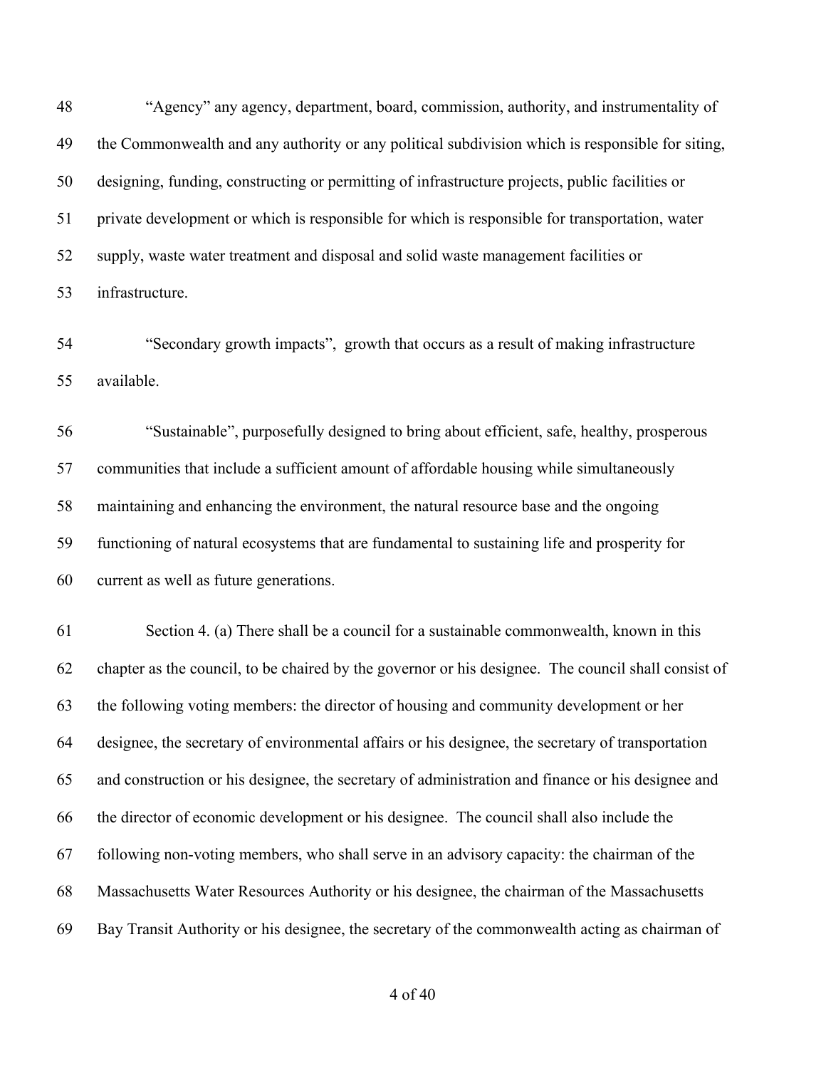"Agency" any agency, department, board, commission, authority, and instrumentality of the Commonwealth and any authority or any political subdivision which is responsible for siting, designing, funding, constructing or permitting of infrastructure projects, public facilities or private development or which is responsible for which is responsible for transportation, water supply, waste water treatment and disposal and solid waste management facilities or infrastructure.

"Secondary growth impacts", growth that occurs as a result of making infrastructure available.

"Sustainable", purposefully designed to bring about efficient, safe, healthy, prosperous communities that include a sufficient amount of affordable housing while simultaneously maintaining and enhancing the environment, the natural resource base and the ongoing functioning of natural ecosystems that are fundamental to sustaining life and prosperity for current as well as future generations.

Section 4. (a) There shall be a council for a sustainable commonwealth, known in this chapter as the council, to be chaired by the governor or his designee. The council shall consist of the following voting members: the director of housing and community development or her designee, the secretary of environmental affairs or his designee, the secretary of transportation and construction or his designee, the secretary of administration and finance or his designee and the director of economic development or his designee. The council shall also include the following non-voting members, who shall serve in an advisory capacity: the chairman of the Massachusetts Water Resources Authority or his designee, the chairman of the Massachusetts Bay Transit Authority or his designee, the secretary of the commonwealth acting as chairman of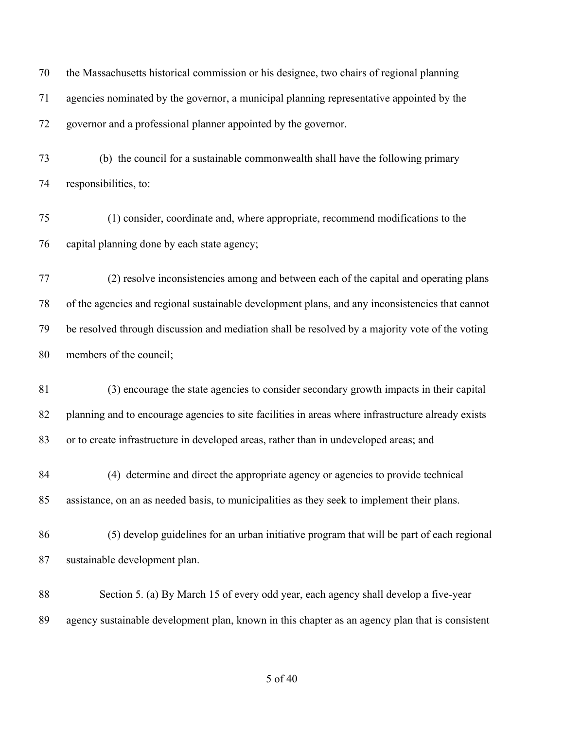the Massachusetts historical commission or his designee, two chairs of regional planning agencies nominated by the governor, a municipal planning representative appointed by the governor and a professional planner appointed by the governor.

(b) the council for a sustainable commonwealth shall have the following primary responsibilities, to:

(1) consider, coordinate and, where appropriate, recommend modifications to the capital planning done by each state agency;

(2) resolve inconsistencies among and between each of the capital and operating plans of the agencies and regional sustainable development plans, and any inconsistencies that cannot be resolved through discussion and mediation shall be resolved by a majority vote of the voting members of the council;

(3) encourage the state agencies to consider secondary growth impacts in their capital planning and to encourage agencies to site facilities in areas where infrastructure already exists or to create infrastructure in developed areas, rather than in undeveloped areas; and

(4) determine and direct the appropriate agency or agencies to provide technical assistance, on an as needed basis, to municipalities as they seek to implement their plans.

(5) develop guidelines for an urban initiative program that will be part of each regional sustainable development plan.

Section 5. (a) By March 15 of every odd year, each agency shall develop a five-year agency sustainable development plan, known in this chapter as an agency plan that is consistent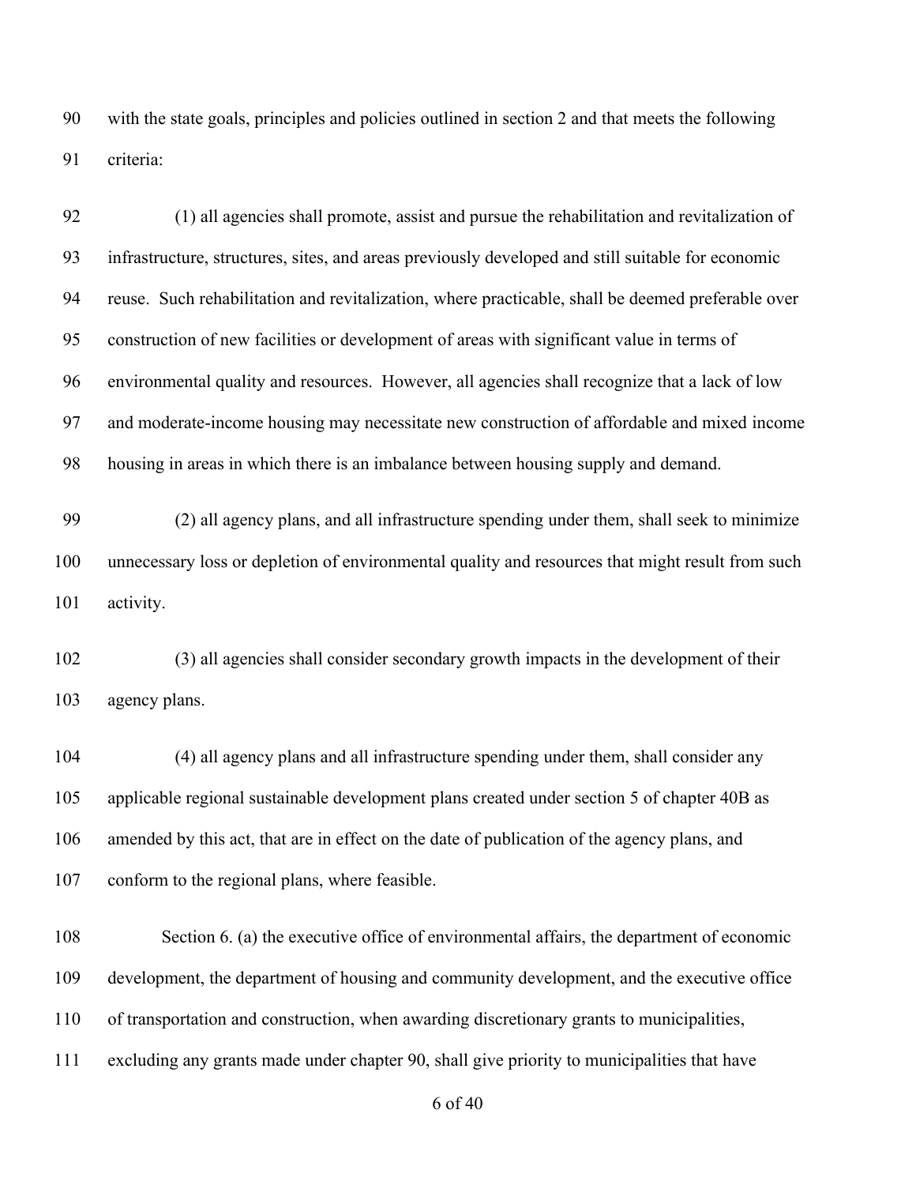with the state goals, principles and policies outlined in section 2 and that meets the following criteria:

(1) all agencies shall promote, assist and pursue the rehabilitation and revitalization of infrastructure, structures, sites, and areas previously developed and still suitable for economic reuse. Such rehabilitation and revitalization, where practicable, shall be deemed preferable over construction of new facilities or development of areas with significant value in terms of environmental quality and resources. However, all agencies shall recognize that a lack of low and moderate-income housing may necessitate new construction of affordable and mixed income housing in areas in which there is an imbalance between housing supply and demand.

(2) all agency plans, and all infrastructure spending under them, shall seek to minimize unnecessary loss or depletion of environmental quality and resources that might result from such activity.

(3) all agencies shall consider secondary growth impacts in the development of their agency plans.

(4) all agency plans and all infrastructure spending under them, shall consider any applicable regional sustainable development plans created under section 5 of chapter 40B as amended by this act, that are in effect on the date of publication of the agency plans, and conform to the regional plans, where feasible.

Section 6. (a) the executive office of environmental affairs, the department of economic development, the department of housing and community development, and the executive office of transportation and construction, when awarding discretionary grants to municipalities, excluding any grants made under chapter 90, shall give priority to municipalities that have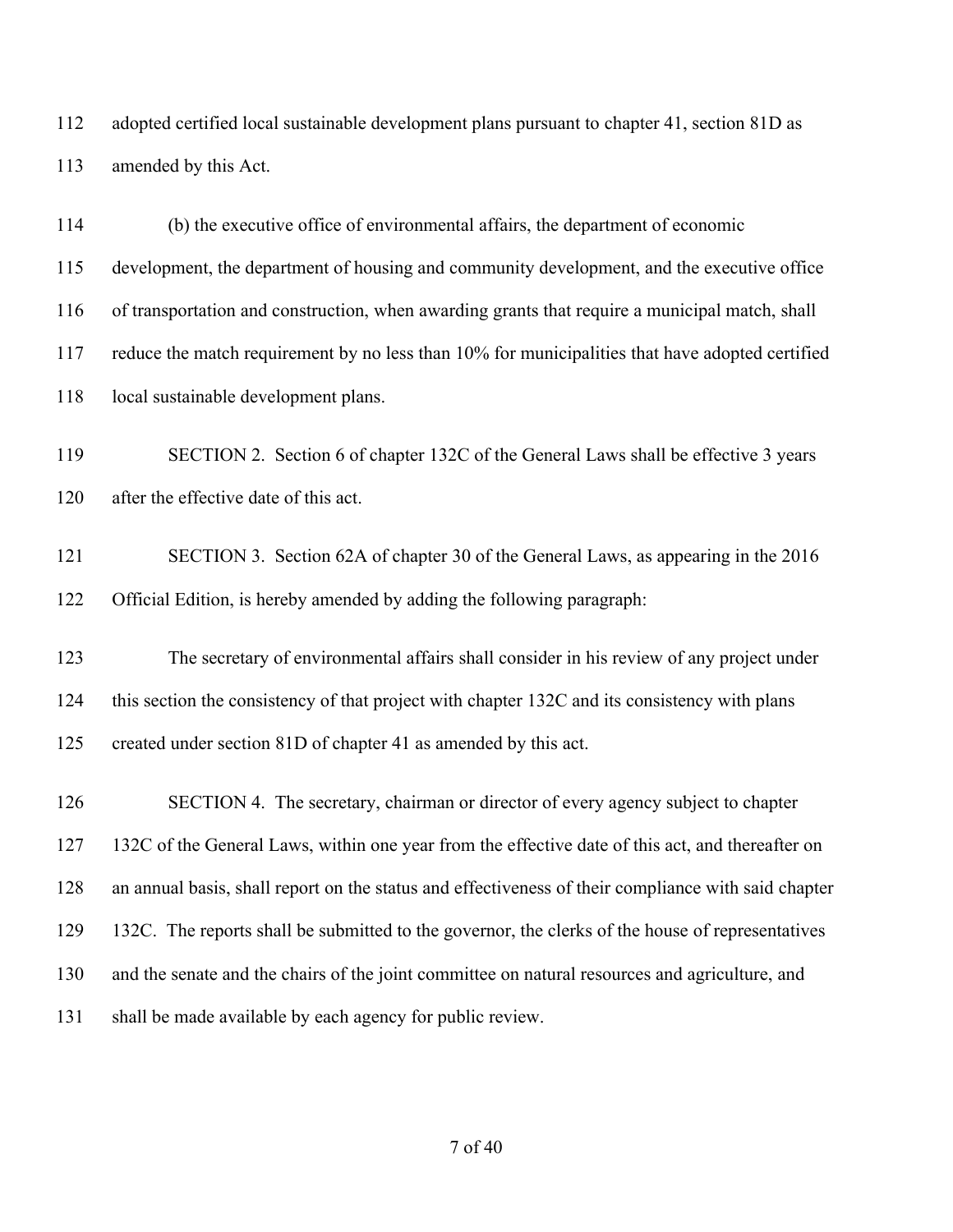adopted certified local sustainable development plans pursuant to chapter 41, section 81D as amended by this Act.

(b) the executive office of environmental affairs, the department of economic development, the department of housing and community development, and the executive office of transportation and construction, when awarding grants that require a municipal match, shall reduce the match requirement by no less than 10% for municipalities that have adopted certified local sustainable development plans.

SECTION 2. Section 6 of chapter 132C of the General Laws shall be effective 3 years after the effective date of this act.

SECTION 3. Section 62A of chapter 30 of the General Laws, as appearing in the 2016 Official Edition, is hereby amended by adding the following paragraph:

The secretary of environmental affairs shall consider in his review of any project under this section the consistency of that project with chapter 132C and its consistency with plans created under section 81D of chapter 41 as amended by this act.

SECTION 4. The secretary, chairman or director of every agency subject to chapter 132C of the General Laws, within one year from the effective date of this act, and thereafter on an annual basis, shall report on the status and effectiveness of their compliance with said chapter 132C. The reports shall be submitted to the governor, the clerks of the house of representatives and the senate and the chairs of the joint committee on natural resources and agriculture, and shall be made available by each agency for public review.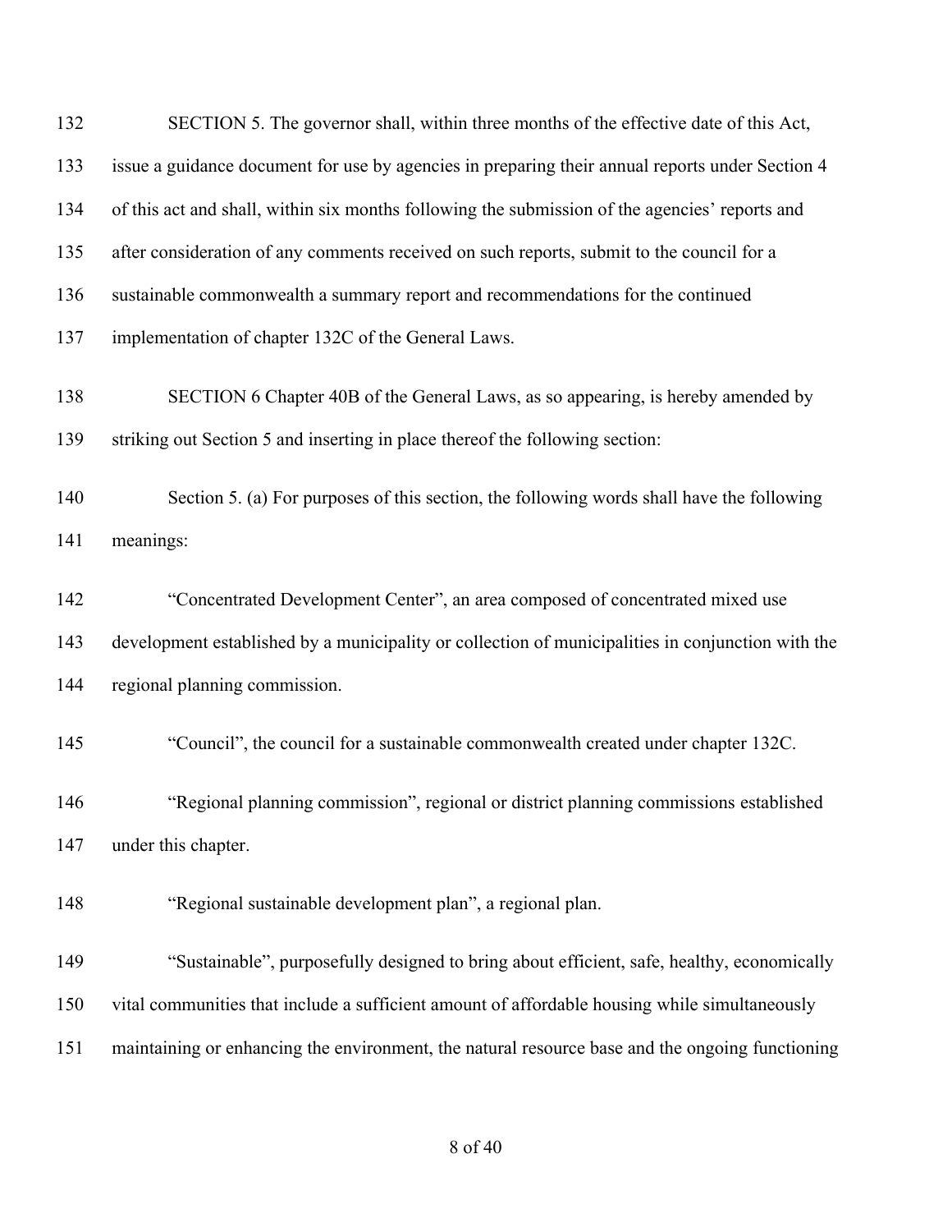SECTION 5. The governor shall, within three months of the effective date of this Act, issue a guidance document for use by agencies in preparing their annual reports under Section 4 of this act and shall, within six months following the submission of the agencies' reports and after consideration of any comments received on such reports, submit to the council for a sustainable commonwealth a summary report and recommendations for the continued implementation of chapter 132C of the General Laws.

SECTION 6 Chapter 40B of the General Laws, as so appearing, is hereby amended by striking out Section 5 and inserting in place thereof the following section:

Section 5. (a) For purposes of this section, the following words shall have the following meanings:

"Concentrated Development Center", an area composed of concentrated mixed use development established by a municipality or collection of municipalities in conjunction with the regional planning commission.

"Council", the council for a sustainable commonwealth created under chapter 132C.

"Regional planning commission", regional or district planning commissions established under this chapter.

"Regional sustainable development plan", a regional plan.

"Sustainable", purposefully designed to bring about efficient, safe, healthy, economically vital communities that include a sufficient amount of affordable housing while simultaneously maintaining or enhancing the environment, the natural resource base and the ongoing functioning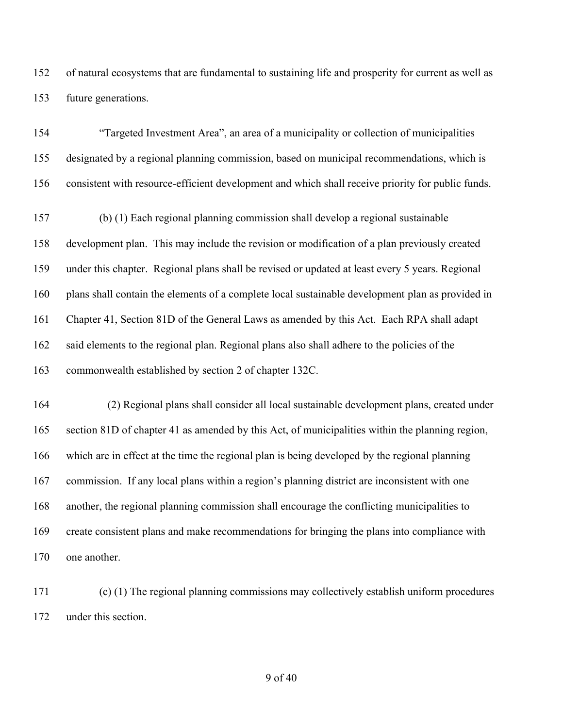of natural ecosystems that are fundamental to sustaining life and prosperity for current as well as future generations.

"Targeted Investment Area", an area of a municipality or collection of municipalities designated by a regional planning commission, based on municipal recommendations, which is consistent with resource-efficient development and which shall receive priority for public funds.

(b) (1) Each regional planning commission shall develop a regional sustainable development plan. This may include the revision or modification of a plan previously created under this chapter. Regional plans shall be revised or updated at least every 5 years. Regional plans shall contain the elements of a complete local sustainable development plan as provided in Chapter 41, Section 81D of the General Laws as amended by this Act. Each RPA shall adapt said elements to the regional plan. Regional plans also shall adhere to the policies of the commonwealth established by section 2 of chapter 132C.

(2) Regional plans shall consider all local sustainable development plans, created under section 81D of chapter 41 as amended by this Act, of municipalities within the planning region, which are in effect at the time the regional plan is being developed by the regional planning commission. If any local plans within a region's planning district are inconsistent with one another, the regional planning commission shall encourage the conflicting municipalities to create consistent plans and make recommendations for bringing the plans into compliance with one another.

(c) (1) The regional planning commissions may collectively establish uniform procedures under this section.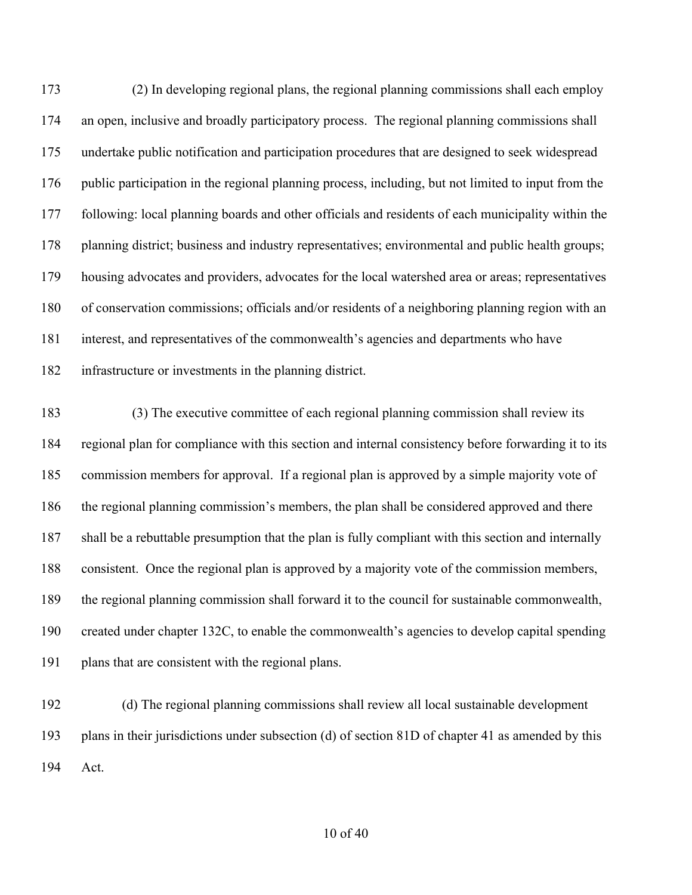(2) In developing regional plans, the regional planning commissions shall each employ an open, inclusive and broadly participatory process. The regional planning commissions shall undertake public notification and participation procedures that are designed to seek widespread public participation in the regional planning process, including, but not limited to input from the following: local planning boards and other officials and residents of each municipality within the planning district; business and industry representatives; environmental and public health groups; housing advocates and providers, advocates for the local watershed area or areas; representatives of conservation commissions; officials and/or residents of a neighboring planning region with an interest, and representatives of the commonwealth's agencies and departments who have infrastructure or investments in the planning district.

(3) The executive committee of each regional planning commission shall review its regional plan for compliance with this section and internal consistency before forwarding it to its commission members for approval. If a regional plan is approved by a simple majority vote of the regional planning commission's members, the plan shall be considered approved and there shall be a rebuttable presumption that the plan is fully compliant with this section and internally consistent. Once the regional plan is approved by a majority vote of the commission members, the regional planning commission shall forward it to the council for sustainable commonwealth, created under chapter 132C, to enable the commonwealth's agencies to develop capital spending plans that are consistent with the regional plans.

(d) The regional planning commissions shall review all local sustainable development plans in their jurisdictions under subsection (d) of section 81D of chapter 41 as amended by this Act.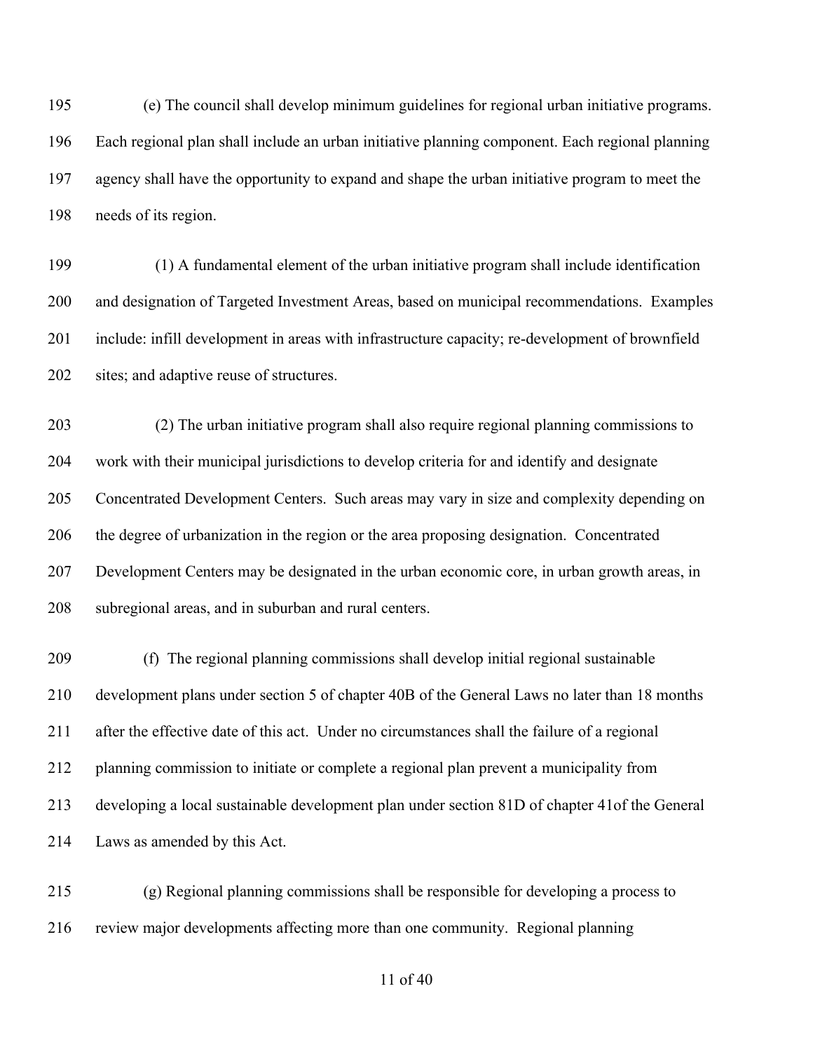(e) The council shall develop minimum guidelines for regional urban initiative programs. Each regional plan shall include an urban initiative planning component. Each regional planning agency shall have the opportunity to expand and shape the urban initiative program to meet the needs of its region.

(1) A fundamental element of the urban initiative program shall include identification and designation of Targeted Investment Areas, based on municipal recommendations. Examples include: infill development in areas with infrastructure capacity; re-development of brownfield sites; and adaptive reuse of structures.

(2) The urban initiative program shall also require regional planning commissions to work with their municipal jurisdictions to develop criteria for and identify and designate Concentrated Development Centers. Such areas may vary in size and complexity depending on the degree of urbanization in the region or the area proposing designation. Concentrated Development Centers may be designated in the urban economic core, in urban growth areas, in subregional areas, and in suburban and rural centers.

(f) The regional planning commissions shall develop initial regional sustainable development plans under section 5 of chapter 40B of the General Laws no later than 18 months after the effective date of this act. Under no circumstances shall the failure of a regional planning commission to initiate or complete a regional plan prevent a municipality from developing a local sustainable development plan under section 81D of chapter 41of the General Laws as amended by this Act.

(g) Regional planning commissions shall be responsible for developing a process to review major developments affecting more than one community. Regional planning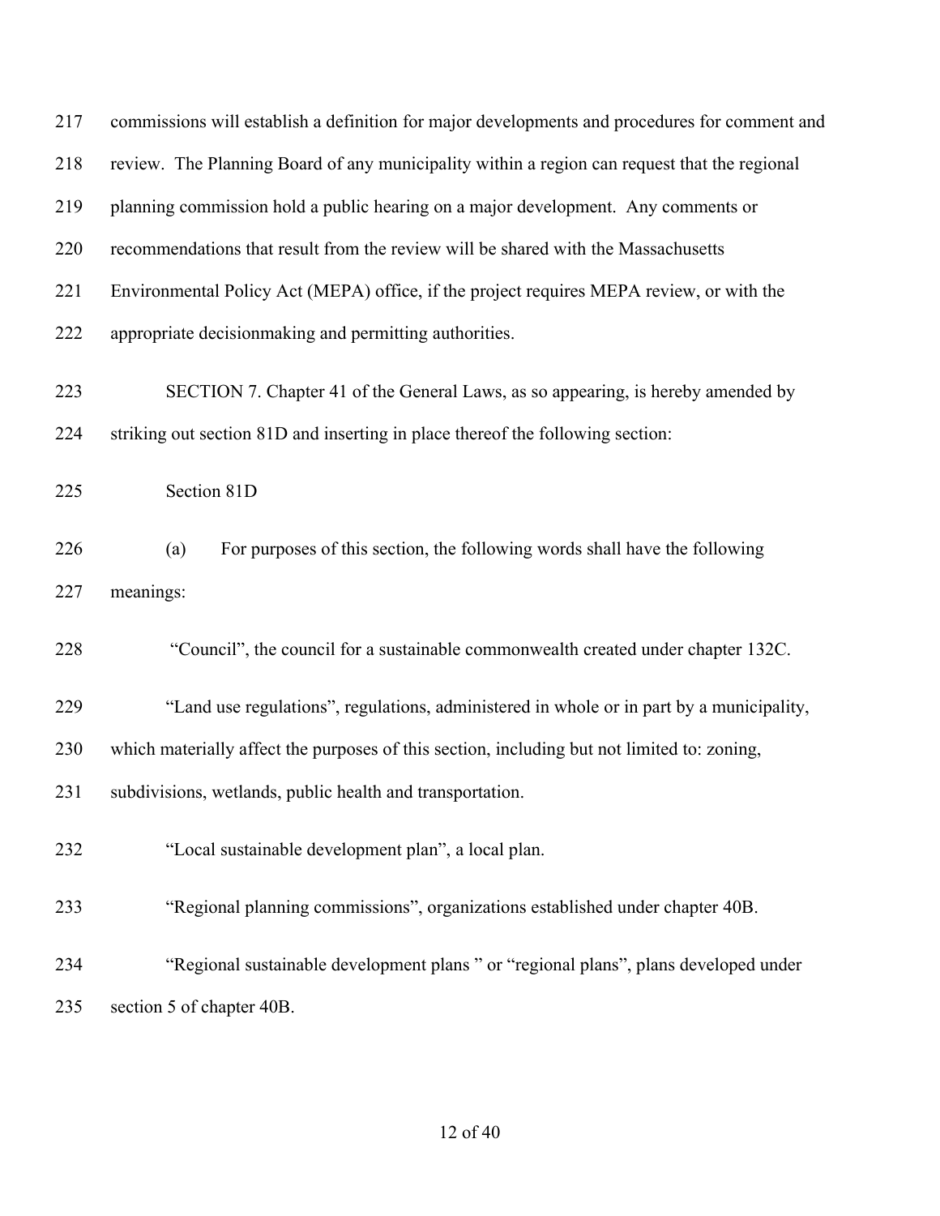commissions will establish a definition for major developments and procedures for comment and review. The Planning Board of any municipality within a region can request that the regional planning commission hold a public hearing on a major development. Any comments or recommendations that result from the review will be shared with the Massachusetts Environmental Policy Act (MEPA) office, if the project requires MEPA review, or with the appropriate decisionmaking and permitting authorities.

SECTION 7. Chapter 41 of the General Laws, as so appearing, is hereby amended by striking out section 81D and inserting in place thereof the following section:

Section 81D

(a) For purposes of this section, the following words shall have the following meanings:

"Council", the council for a sustainable commonwealth created under chapter 132C.

"Land use regulations", regulations, administered in whole or in part by a municipality, which materially affect the purposes of this section, including but not limited to: zoning, subdivisions, wetlands, public health and transportation.

"Local sustainable development plan", a local plan.

"Regional planning commissions", organizations established under chapter 40B.

"Regional sustainable development plans " or "regional plans", plans developed under section 5 of chapter 40B.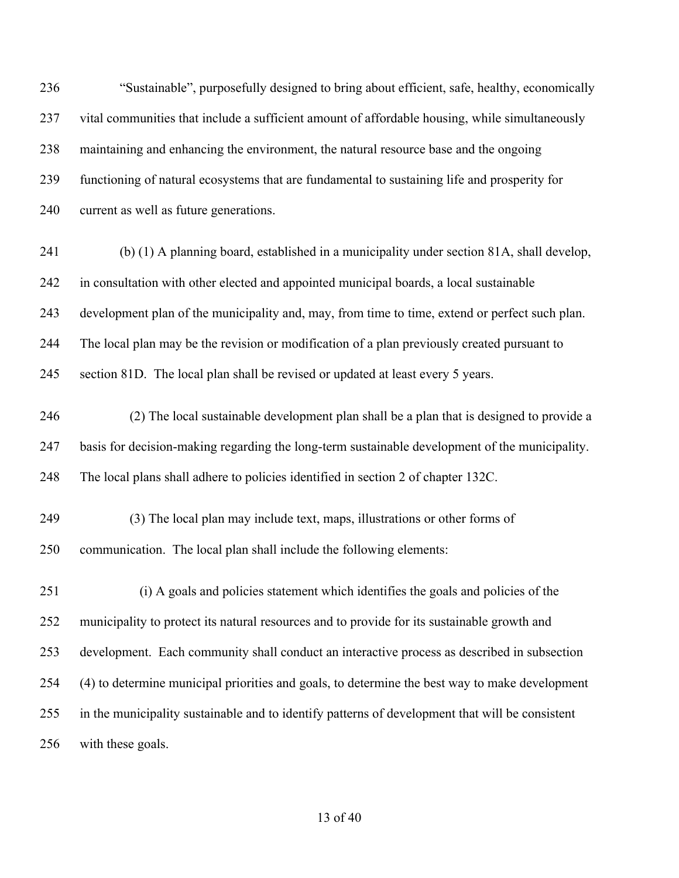"Sustainable", purposefully designed to bring about efficient, safe, healthy, economically vital communities that include a sufficient amount of affordable housing, while simultaneously maintaining and enhancing the environment, the natural resource base and the ongoing functioning of natural ecosystems that are fundamental to sustaining life and prosperity for current as well as future generations.

(b) (1) A planning board, established in a municipality under section 81A, shall develop, in consultation with other elected and appointed municipal boards, a local sustainable development plan of the municipality and, may, from time to time, extend or perfect such plan. The local plan may be the revision or modification of a plan previously created pursuant to section 81D. The local plan shall be revised or updated at least every 5 years.

(2) The local sustainable development plan shall be a plan that is designed to provide a basis for decision-making regarding the long-term sustainable development of the municipality. The local plans shall adhere to policies identified in section 2 of chapter 132C.

(3) The local plan may include text, maps, illustrations or other forms of communication. The local plan shall include the following elements:

(i) A goals and policies statement which identifies the goals and policies of the municipality to protect its natural resources and to provide for its sustainable growth and development. Each community shall conduct an interactive process as described in subsection (4) to determine municipal priorities and goals, to determine the best way to make development in the municipality sustainable and to identify patterns of development that will be consistent with these goals.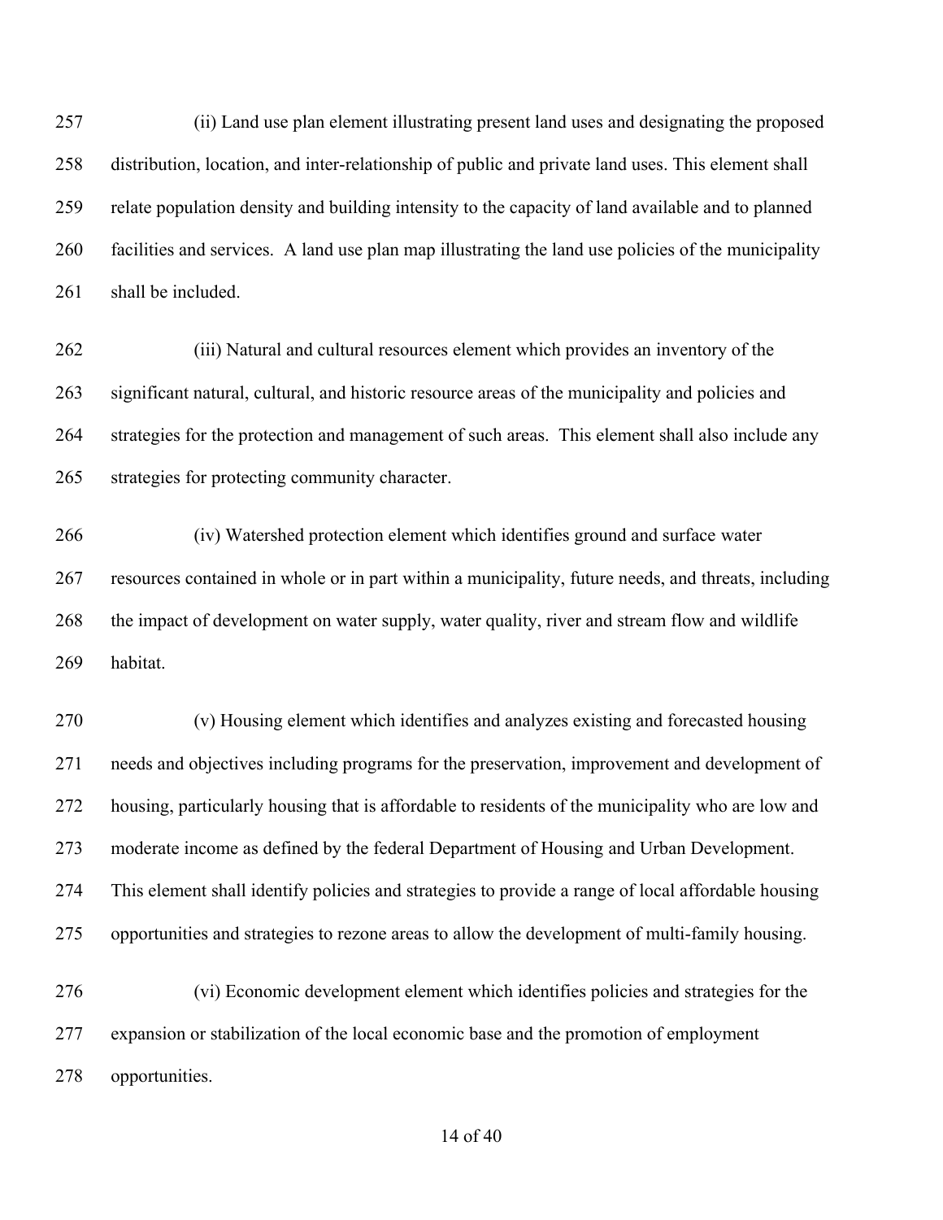(ii) Land use plan element illustrating present land uses and designating the proposed distribution, location, and inter-relationship of public and private land uses. This element shall relate population density and building intensity to the capacity of land available and to planned facilities and services. A land use plan map illustrating the land use policies of the municipality shall be included.

(iii) Natural and cultural resources element which provides an inventory of the significant natural, cultural, and historic resource areas of the municipality and policies and strategies for the protection and management of such areas. This element shall also include any strategies for protecting community character.

(iv) Watershed protection element which identifies ground and surface water resources contained in whole or in part within a municipality, future needs, and threats, including the impact of development on water supply, water quality, river and stream flow and wildlife habitat.

(v) Housing element which identifies and analyzes existing and forecasted housing needs and objectives including programs for the preservation, improvement and development of housing, particularly housing that is affordable to residents of the municipality who are low and moderate income as defined by the federal Department of Housing and Urban Development. This element shall identify policies and strategies to provide a range of local affordable housing opportunities and strategies to rezone areas to allow the development of multi-family housing.

(vi) Economic development element which identifies policies and strategies for the expansion or stabilization of the local economic base and the promotion of employment opportunities.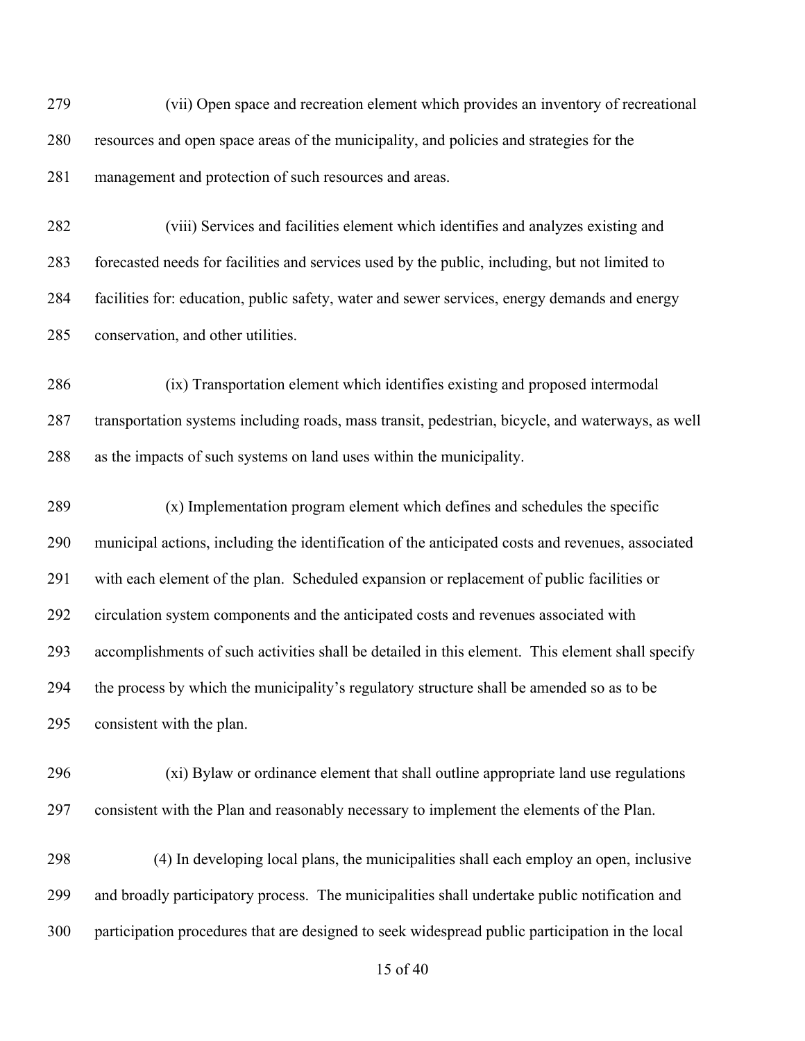(vii) Open space and recreation element which provides an inventory of recreational resources and open space areas of the municipality, and policies and strategies for the management and protection of such resources and areas.

(viii) Services and facilities element which identifies and analyzes existing and forecasted needs for facilities and services used by the public, including, but not limited to facilities for: education, public safety, water and sewer services, energy demands and energy conservation, and other utilities.

(ix) Transportation element which identifies existing and proposed intermodal transportation systems including roads, mass transit, pedestrian, bicycle, and waterways, as well as the impacts of such systems on land uses within the municipality.

(x) Implementation program element which defines and schedules the specific municipal actions, including the identification of the anticipated costs and revenues, associated with each element of the plan. Scheduled expansion or replacement of public facilities or circulation system components and the anticipated costs and revenues associated with accomplishments of such activities shall be detailed in this element. This element shall specify the process by which the municipality's regulatory structure shall be amended so as to be consistent with the plan.

(xi) Bylaw or ordinance element that shall outline appropriate land use regulations consistent with the Plan and reasonably necessary to implement the elements of the Plan.

(4) In developing local plans, the municipalities shall each employ an open, inclusive and broadly participatory process. The municipalities shall undertake public notification and participation procedures that are designed to seek widespread public participation in the local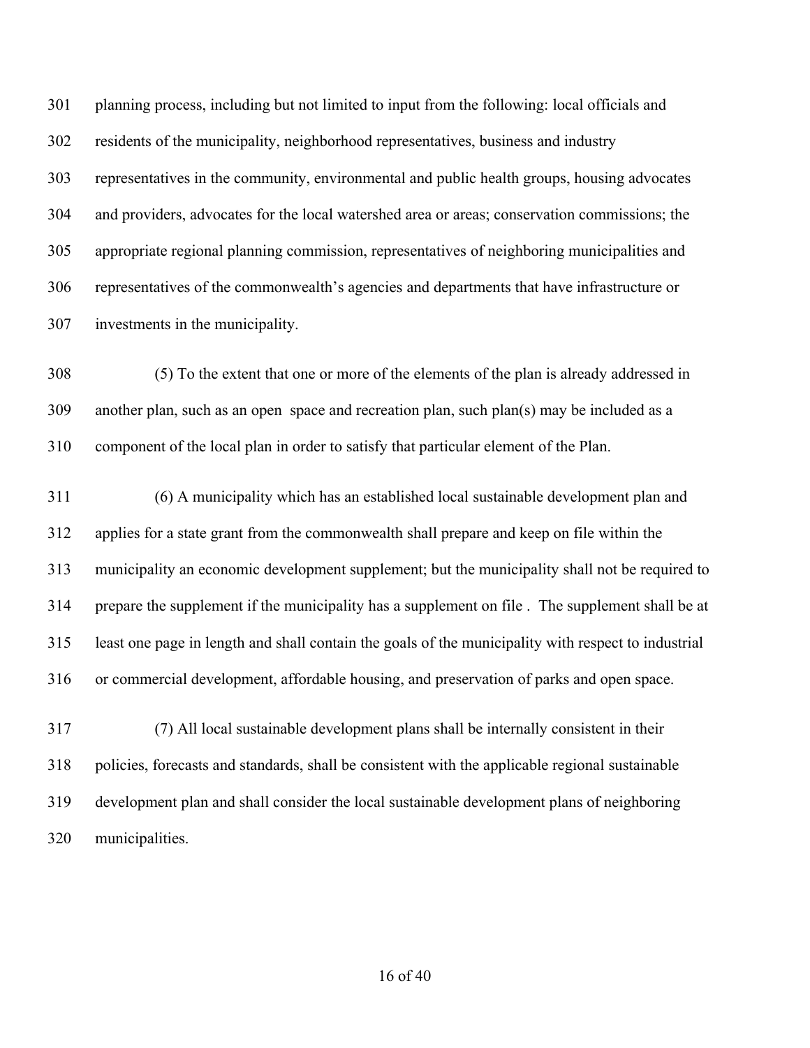planning process, including but not limited to input from the following: local officials and residents of the municipality, neighborhood representatives, business and industry representatives in the community, environmental and public health groups, housing advocates and providers, advocates for the local watershed area or areas; conservation commissions; the appropriate regional planning commission, representatives of neighboring municipalities and representatives of the commonwealth's agencies and departments that have infrastructure or investments in the municipality.

(5) To the extent that one or more of the elements of the plan is already addressed in another plan, such as an open space and recreation plan, such plan(s) may be included as a component of the local plan in order to satisfy that particular element of the Plan.

(6) A municipality which has an established local sustainable development plan and applies for a state grant from the commonwealth shall prepare and keep on file within the municipality an economic development supplement; but the municipality shall not be required to prepare the supplement if the municipality has a supplement on file . The supplement shall be at least one page in length and shall contain the goals of the municipality with respect to industrial or commercial development, affordable housing, and preservation of parks and open space.

(7) All local sustainable development plans shall be internally consistent in their policies, forecasts and standards, shall be consistent with the applicable regional sustainable development plan and shall consider the local sustainable development plans of neighboring municipalities.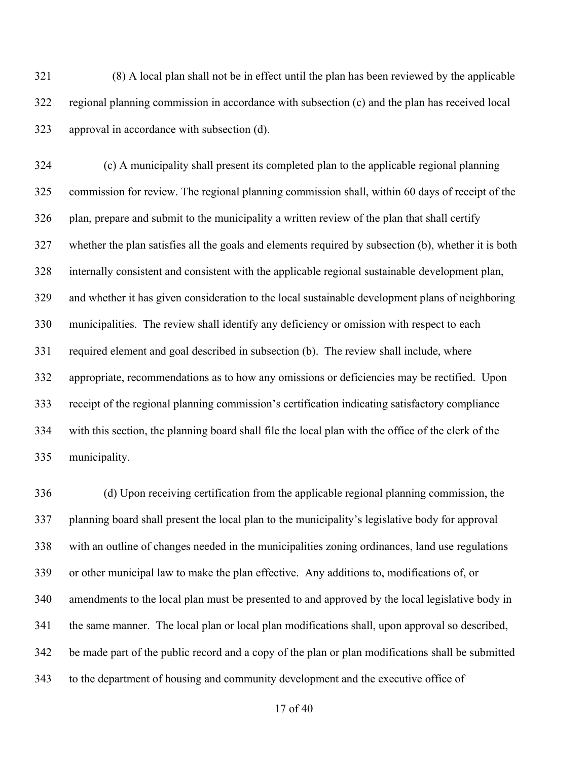(8) A local plan shall not be in effect until the plan has been reviewed by the applicable regional planning commission in accordance with subsection (c) and the plan has received local approval in accordance with subsection (d).

(c) A municipality shall present its completed plan to the applicable regional planning commission for review. The regional planning commission shall, within 60 days of receipt of the plan, prepare and submit to the municipality a written review of the plan that shall certify whether the plan satisfies all the goals and elements required by subsection (b), whether it is both internally consistent and consistent with the applicable regional sustainable development plan, and whether it has given consideration to the local sustainable development plans of neighboring municipalities. The review shall identify any deficiency or omission with respect to each required element and goal described in subsection (b). The review shall include, where appropriate, recommendations as to how any omissions or deficiencies may be rectified. Upon receipt of the regional planning commission's certification indicating satisfactory compliance with this section, the planning board shall file the local plan with the office of the clerk of the municipality.

(d) Upon receiving certification from the applicable regional planning commission, the planning board shall present the local plan to the municipality's legislative body for approval with an outline of changes needed in the municipalities zoning ordinances, land use regulations or other municipal law to make the plan effective. Any additions to, modifications of, or amendments to the local plan must be presented to and approved by the local legislative body in the same manner. The local plan or local plan modifications shall, upon approval so described, be made part of the public record and a copy of the plan or plan modifications shall be submitted to the department of housing and community development and the executive office of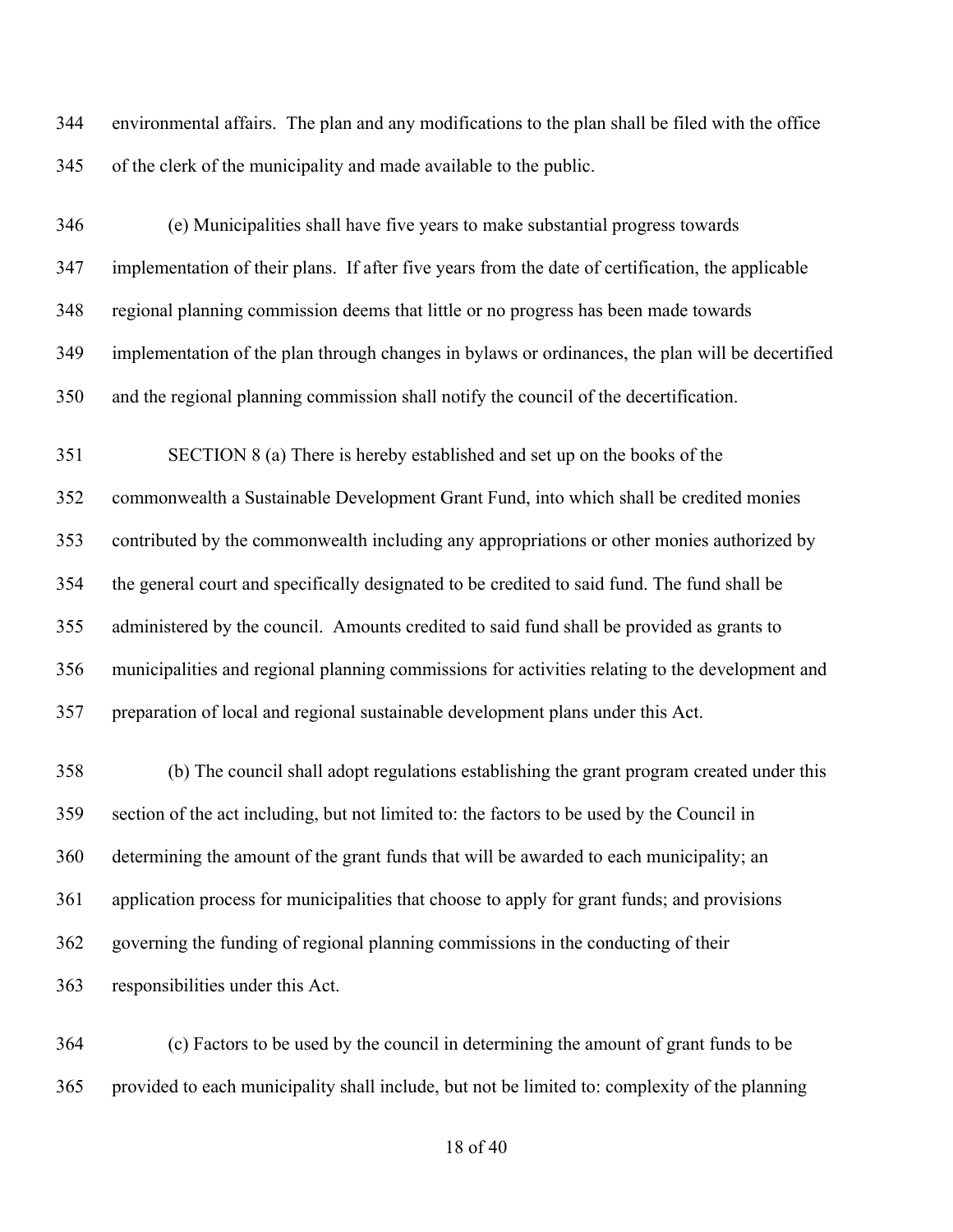environmental affairs. The plan and any modifications to the plan shall be filed with the office of the clerk of the municipality and made available to the public.

(e) Municipalities shall have five years to make substantial progress towards implementation of their plans. If after five years from the date of certification, the applicable regional planning commission deems that little or no progress has been made towards implementation of the plan through changes in bylaws or ordinances, the plan will be decertified and the regional planning commission shall notify the council of the decertification.

SECTION 8 (a) There is hereby established and set up on the books of the commonwealth a Sustainable Development Grant Fund, into which shall be credited monies contributed by the commonwealth including any appropriations or other monies authorized by the general court and specifically designated to be credited to said fund. The fund shall be administered by the council. Amounts credited to said fund shall be provided as grants to municipalities and regional planning commissions for activities relating to the development and preparation of local and regional sustainable development plans under this Act.

(b) The council shall adopt regulations establishing the grant program created under this section of the act including, but not limited to: the factors to be used by the Council in determining the amount of the grant funds that will be awarded to each municipality; an application process for municipalities that choose to apply for grant funds; and provisions governing the funding of regional planning commissions in the conducting of their responsibilities under this Act.

(c) Factors to be used by the council in determining the amount of grant funds to be provided to each municipality shall include, but not be limited to: complexity of the planning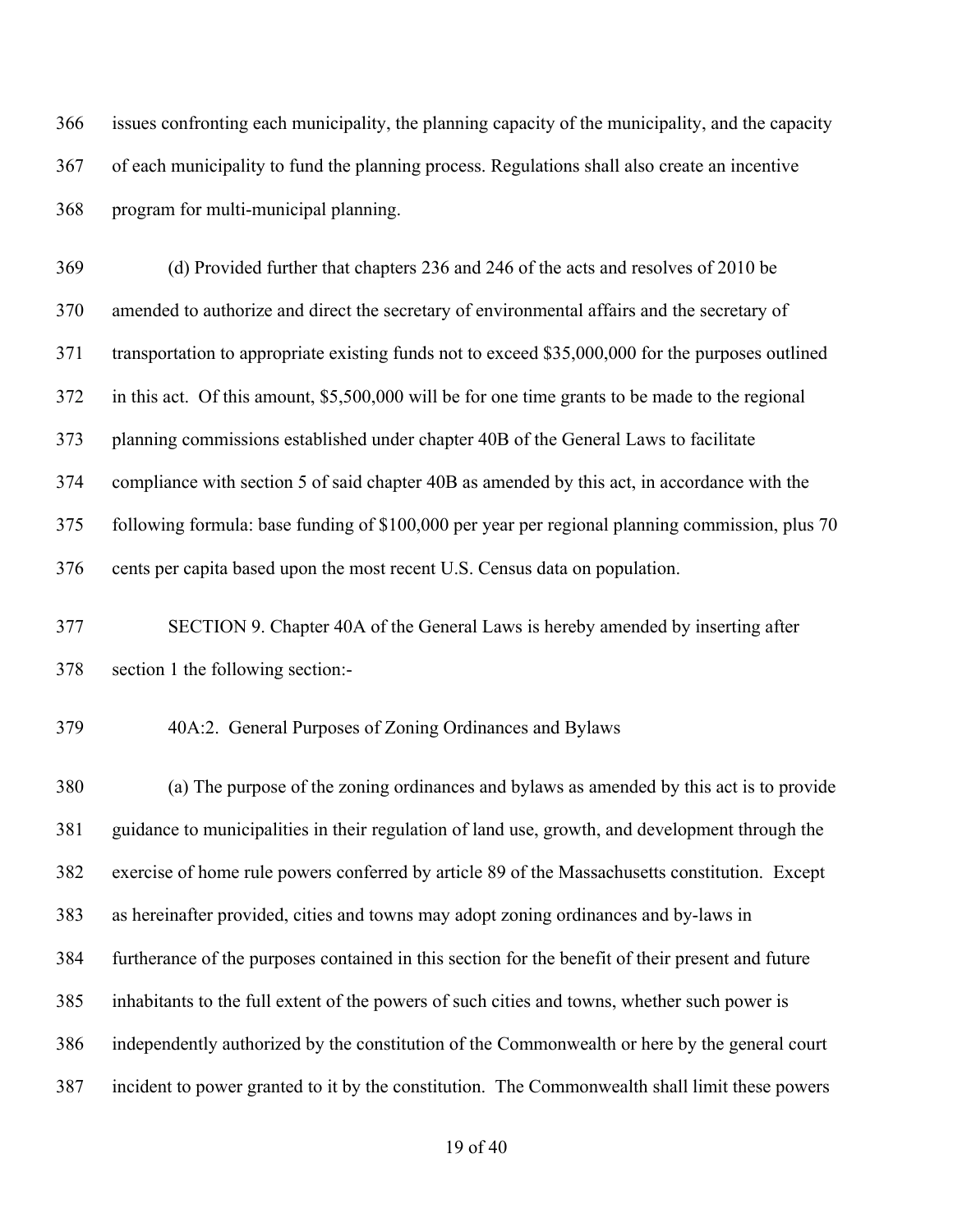issues confronting each municipality, the planning capacity of the municipality, and the capacity of each municipality to fund the planning process. Regulations shall also create an incentive program for multi-municipal planning.

(d) Provided further that chapters 236 and 246 of the acts and resolves of 2010 be amended to authorize and direct the secretary of environmental affairs and the secretary of transportation to appropriate existing funds not to exceed $35,000,000 for the purposes outlined in this act. Of this amount, $5,500,000 will be for one time grants to be made to the regional planning commissions established under chapter 40B of the General Laws to facilitate compliance with section 5 of said chapter 40B as amended by this act, in accordance with the following formula: base funding of $100,000 per year per regional planning commission, plus 70 cents per capita based upon the most recent U.S. Census data on population.

SECTION 9. Chapter 40A of the General Laws is hereby amended by inserting after section 1 the following section:-

40A:2. General Purposes of Zoning Ordinances and Bylaws

(a) The purpose of the zoning ordinances and bylaws as amended by this act is to provide guidance to municipalities in their regulation of land use, growth, and development through the exercise of home rule powers conferred by article 89 of the Massachusetts constitution. Except as hereinafter provided, cities and towns may adopt zoning ordinances and by-laws in furtherance of the purposes contained in this section for the benefit of their present and future inhabitants to the full extent of the powers of such cities and towns, whether such power is independently authorized by the constitution of the Commonwealth or here by the general court incident to power granted to it by the constitution. The Commonwealth shall limit these powers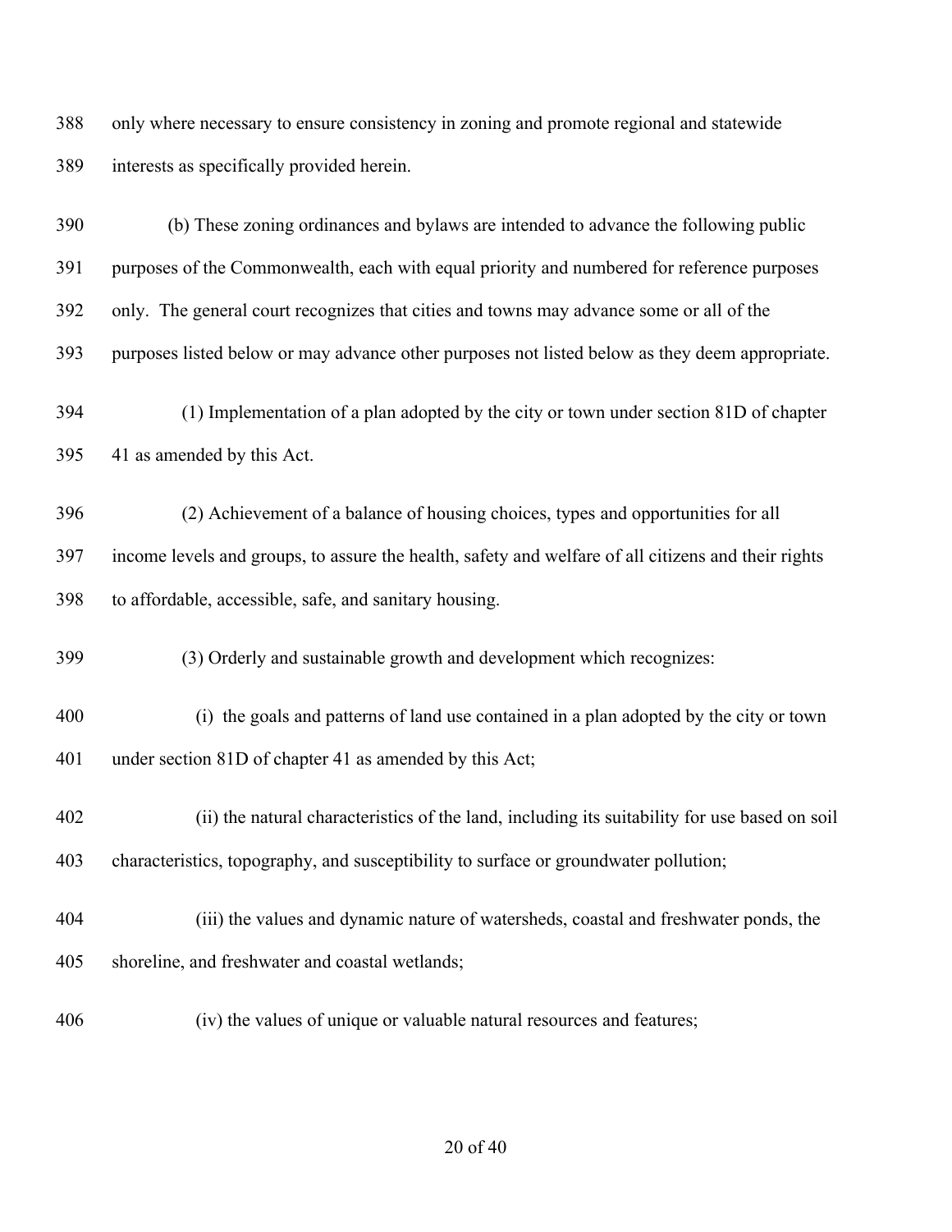only where necessary to ensure consistency in zoning and promote regional and statewide interests as specifically provided herein.

(b) These zoning ordinances and bylaws are intended to advance the following public purposes of the Commonwealth, each with equal priority and numbered for reference purposes only. The general court recognizes that cities and towns may advance some or all of the purposes listed below or may advance other purposes not listed below as they deem appropriate.

(1) Implementation of a plan adopted by the city or town under section 81D of chapter 41 as amended by this Act.

(2) Achievement of a balance of housing choices, types and opportunities for all income levels and groups, to assure the health, safety and welfare of all citizens and their rights to affordable, accessible, safe, and sanitary housing.

(3) Orderly and sustainable growth and development which recognizes:

(i) the goals and patterns of land use contained in a plan adopted by the city or town under section 81D of chapter 41 as amended by this Act;

(ii) the natural characteristics of the land, including its suitability for use based on soil characteristics, topography, and susceptibility to surface or groundwater pollution;

(iii) the values and dynamic nature of watersheds, coastal and freshwater ponds, the shoreline, and freshwater and coastal wetlands;

(iv) the values of unique or valuable natural resources and features;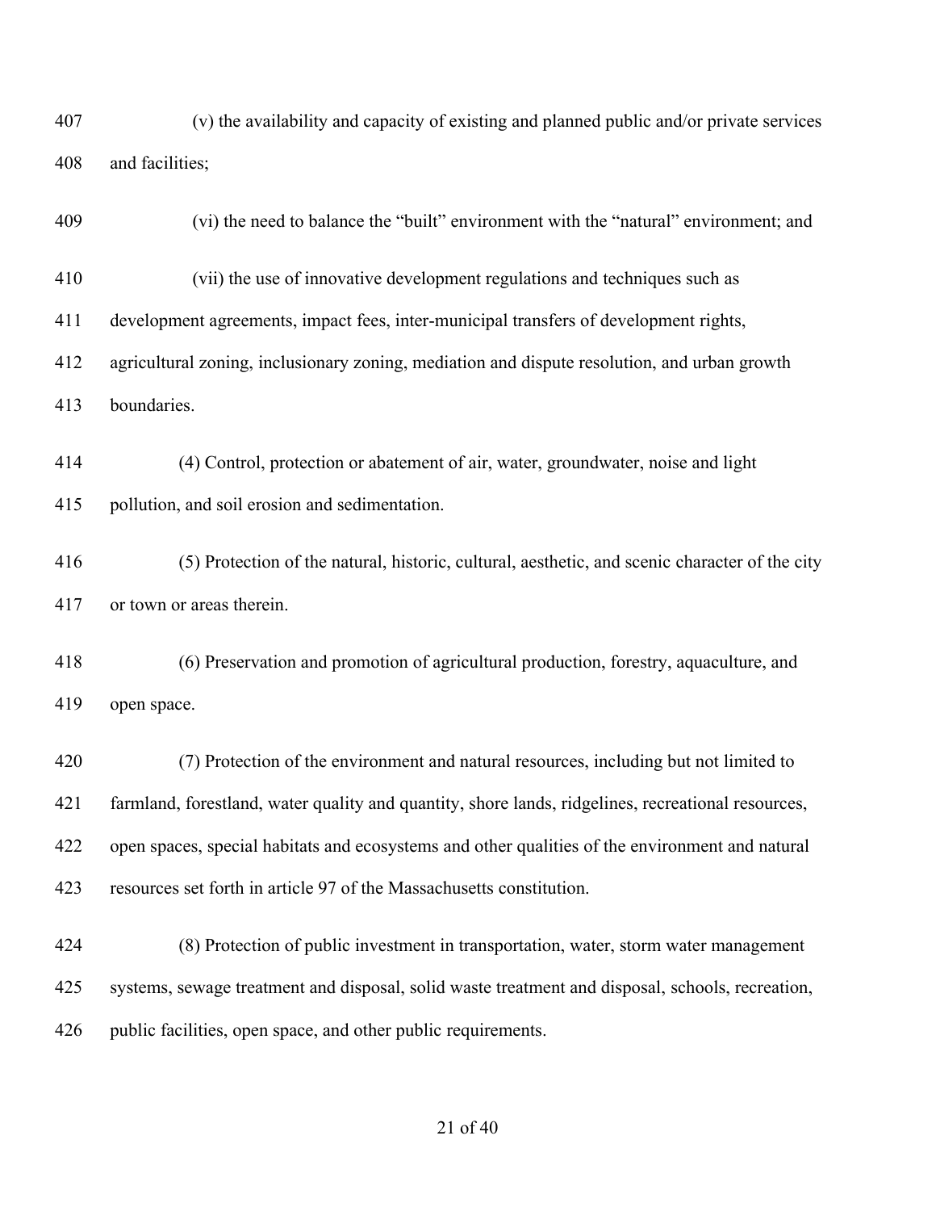(v) the availability and capacity of existing and planned public and/or private services and facilities;

(vi) the need to balance the "built" environment with the "natural" environment; and

(vii) the use of innovative development regulations and techniques such as development agreements, impact fees, inter-municipal transfers of development rights, agricultural zoning, inclusionary zoning, mediation and dispute resolution, and urban growth boundaries.

(4) Control, protection or abatement of air, water, groundwater, noise and light pollution, and soil erosion and sedimentation.

(5) Protection of the natural, historic, cultural, aesthetic, and scenic character of the city or town or areas therein.

(6) Preservation and promotion of agricultural production, forestry, aquaculture, and open space.

(7) Protection of the environment and natural resources, including but not limited to farmland, forestland, water quality and quantity, shore lands, ridgelines, recreational resources, open spaces, special habitats and ecosystems and other qualities of the environment and natural resources set forth in article 97 of the Massachusetts constitution.

(8) Protection of public investment in transportation, water, storm water management systems, sewage treatment and disposal, solid waste treatment and disposal, schools, recreation, public facilities, open space, and other public requirements.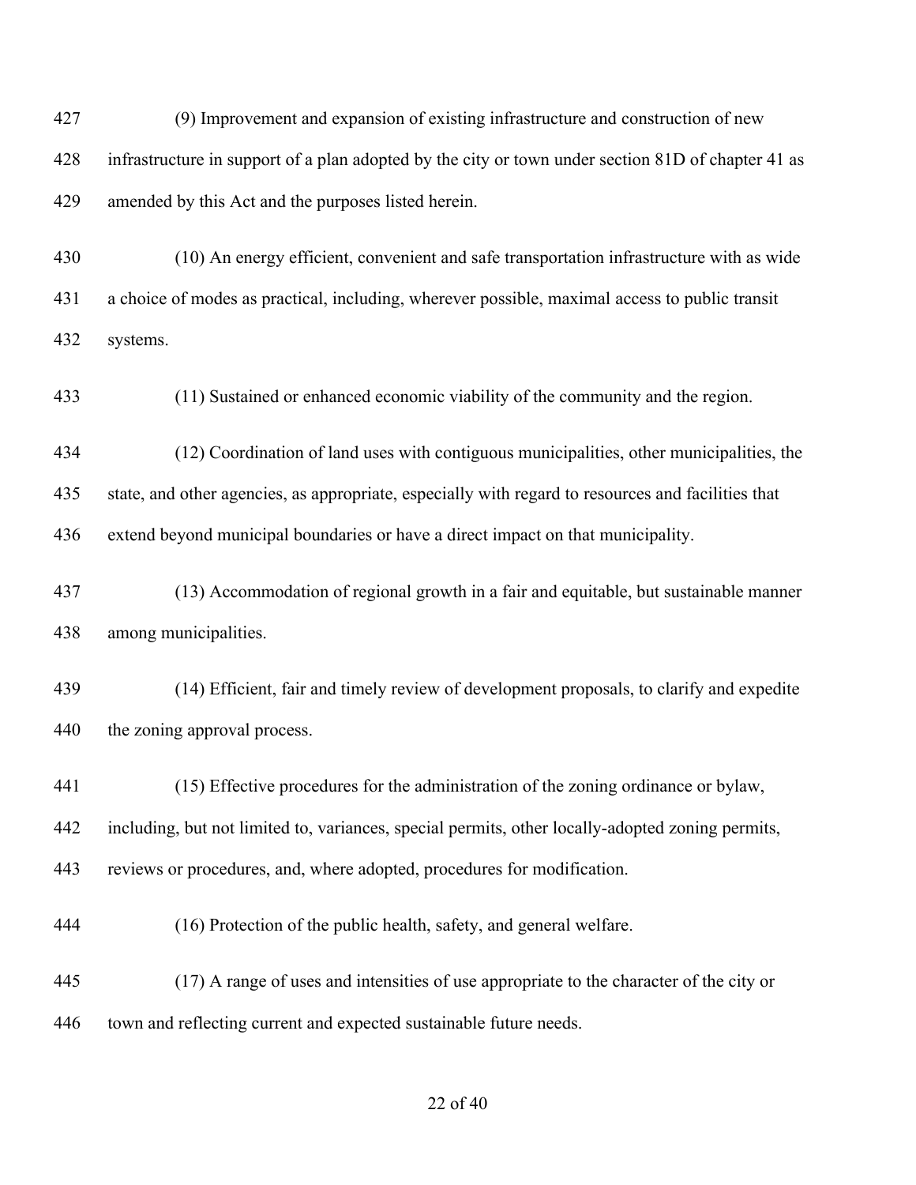(9) Improvement and expansion of existing infrastructure and construction of new infrastructure in support of a plan adopted by the city or town under section 81D of chapter 41 as amended by this Act and the purposes listed herein.

(10) An energy efficient, convenient and safe transportation infrastructure with as wide a choice of modes as practical, including, wherever possible, maximal access to public transit systems.

(11) Sustained or enhanced economic viability of the community and the region.

(12) Coordination of land uses with contiguous municipalities, other municipalities, the state, and other agencies, as appropriate, especially with regard to resources and facilities that extend beyond municipal boundaries or have a direct impact on that municipality.

(13) Accommodation of regional growth in a fair and equitable, but sustainable manner among municipalities.

(14) Efficient, fair and timely review of development proposals, to clarify and expedite the zoning approval process.

(15) Effective procedures for the administration of the zoning ordinance or bylaw, including, but not limited to, variances, special permits, other locally-adopted zoning permits, reviews or procedures, and, where adopted, procedures for modification.

(16) Protection of the public health, safety, and general welfare.

(17) A range of uses and intensities of use appropriate to the character of the city or town and reflecting current and expected sustainable future needs.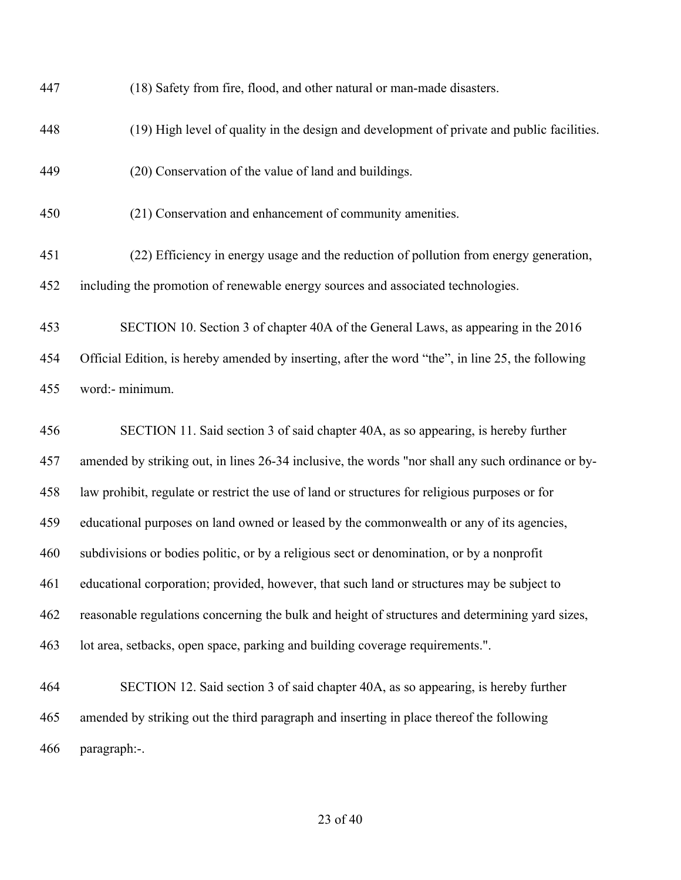(18) Safety from fire, flood, and other natural or man-made disasters.

(19) High level of quality in the design and development of private and public facilities.

(20) Conservation of the value of land and buildings.

(21) Conservation and enhancement of community amenities.

(22) Efficiency in energy usage and the reduction of pollution from energy generation, including the promotion of renewable energy sources and associated technologies.

SECTION 10. Section 3 of chapter 40A of the General Laws, as appearing in the 2016 Official Edition, is hereby amended by inserting, after the word "the", in line 25, the following word:- minimum.

SECTION 11. Said section 3 of said chapter 40A, as so appearing, is hereby further amended by striking out, in lines 26-34 inclusive, the words "nor shall any such ordinance or by-law prohibit, regulate or restrict the use of land or structures for religious purposes or for educational purposes on land owned or leased by the commonwealth or any of its agencies, subdivisions or bodies politic, or by a religious sect or denomination, or by a nonprofit educational corporation; provided, however, that such land or structures may be subject to reasonable regulations concerning the bulk and height of structures and determining yard sizes, lot area, setbacks, open space, parking and building coverage requirements.".

SECTION 12. Said section 3 of said chapter 40A, as so appearing, is hereby further amended by striking out the third paragraph and inserting in place thereof the following paragraph:-.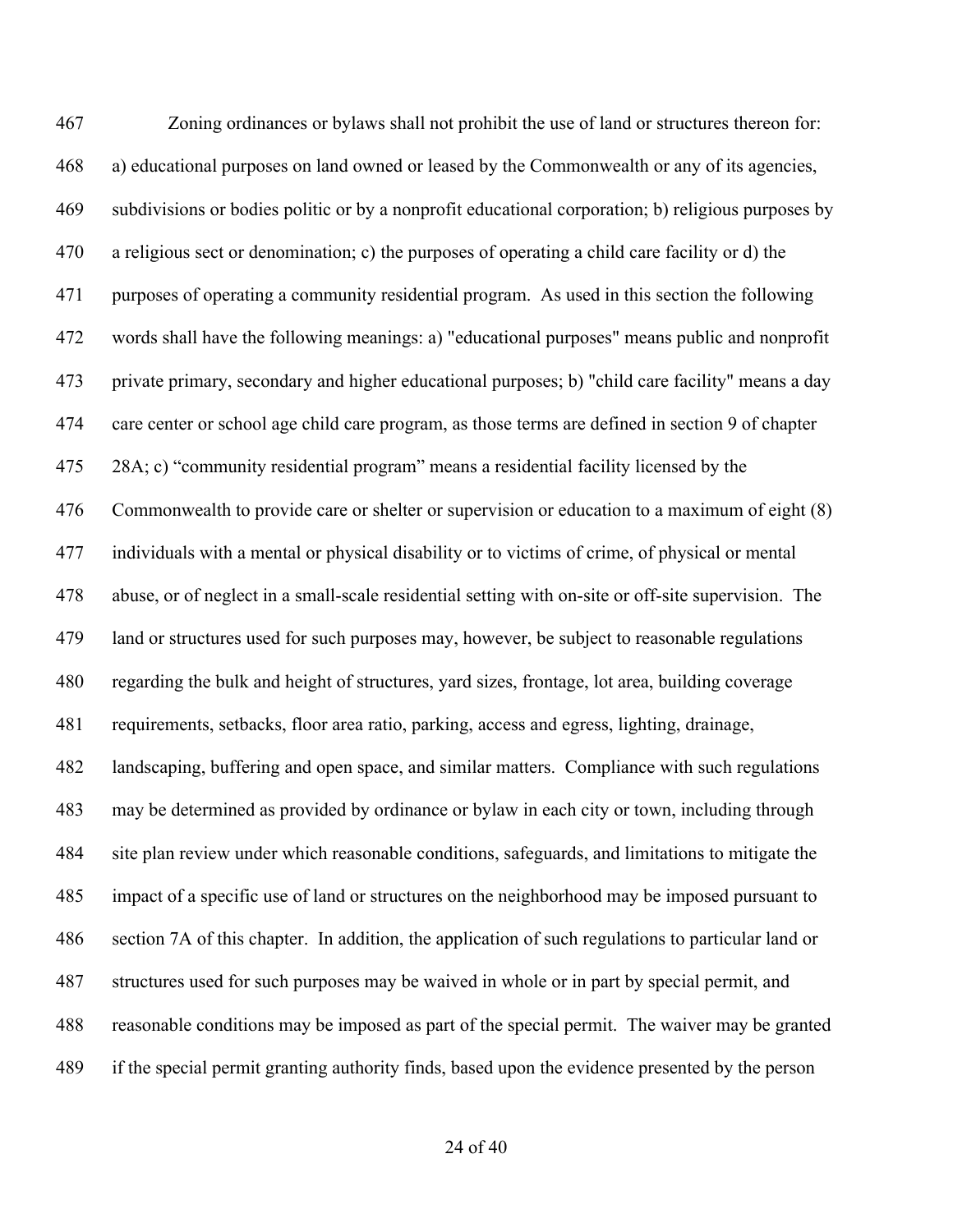Zoning ordinances or bylaws shall not prohibit the use of land or structures thereon for: a) educational purposes on land owned or leased by the Commonwealth or any of its agencies, subdivisions or bodies politic or by a nonprofit educational corporation; b) religious purposes by a religious sect or denomination; c) the purposes of operating a child care facility or d) the purposes of operating a community residential program. As used in this section the following words shall have the following meanings: a) "educational purposes" means public and nonprofit private primary, secondary and higher educational purposes; b) "child care facility" means a day care center or school age child care program, as those terms are defined in section 9 of chapter 28A; c) "community residential program" means a residential facility licensed by the Commonwealth to provide care or shelter or supervision or education to a maximum of eight (8) individuals with a mental or physical disability or to victims of crime, of physical or mental abuse, or of neglect in a small-scale residential setting with on-site or off-site supervision. The land or structures used for such purposes may, however, be subject to reasonable regulations regarding the bulk and height of structures, yard sizes, frontage, lot area, building coverage requirements, setbacks, floor area ratio, parking, access and egress, lighting, drainage, landscaping, buffering and open space, and similar matters. Compliance with such regulations may be determined as provided by ordinance or bylaw in each city or town, including through site plan review under which reasonable conditions, safeguards, and limitations to mitigate the impact of a specific use of land or structures on the neighborhood may be imposed pursuant to section 7A of this chapter. In addition, the application of such regulations to particular land or structures used for such purposes may be waived in whole or in part by special permit, and reasonable conditions may be imposed as part of the special permit. The waiver may be granted if the special permit granting authority finds, based upon the evidence presented by the person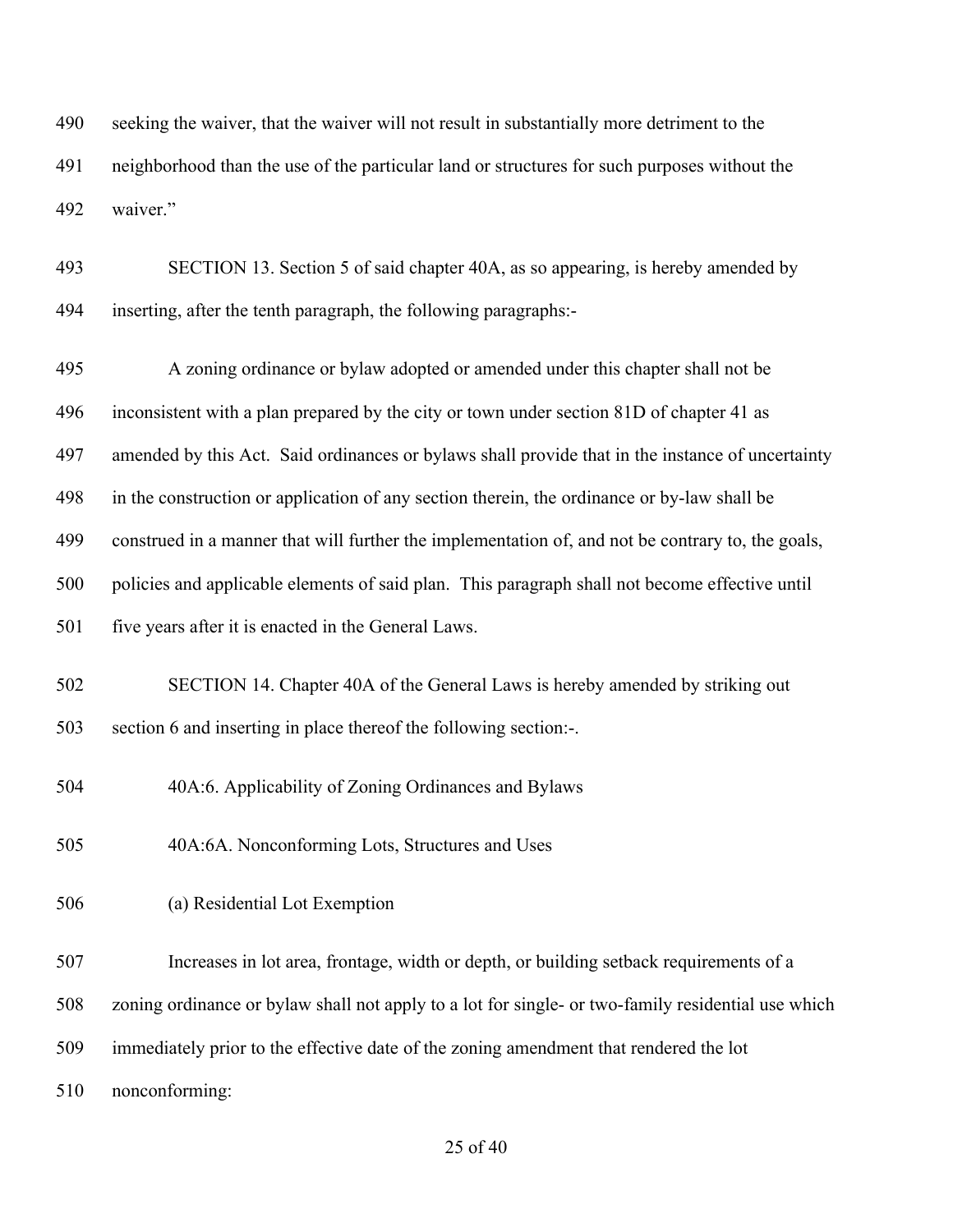seeking the waiver, that the waiver will not result in substantially more detriment to the neighborhood than the use of the particular land or structures for such purposes without the waiver."

SECTION 13. Section 5 of said chapter 40A, as so appearing, is hereby amended by inserting, after the tenth paragraph, the following paragraphs:-

A zoning ordinance or bylaw adopted or amended under this chapter shall not be inconsistent with a plan prepared by the city or town under section 81D of chapter 41 as amended by this Act. Said ordinances or bylaws shall provide that in the instance of uncertainty in the construction or application of any section therein, the ordinance or by-law shall be construed in a manner that will further the implementation of, and not be contrary to, the goals, policies and applicable elements of said plan. This paragraph shall not become effective until five years after it is enacted in the General Laws.

SECTION 14. Chapter 40A of the General Laws is hereby amended by striking out section 6 and inserting in place thereof the following section:-.

40A:6. Applicability of Zoning Ordinances and Bylaws

40A:6A. Nonconforming Lots, Structures and Uses

(a) Residential Lot Exemption

Increases in lot area, frontage, width or depth, or building setback requirements of a zoning ordinance or bylaw shall not apply to a lot for single- or two-family residential use which immediately prior to the effective date of the zoning amendment that rendered the lot nonconforming: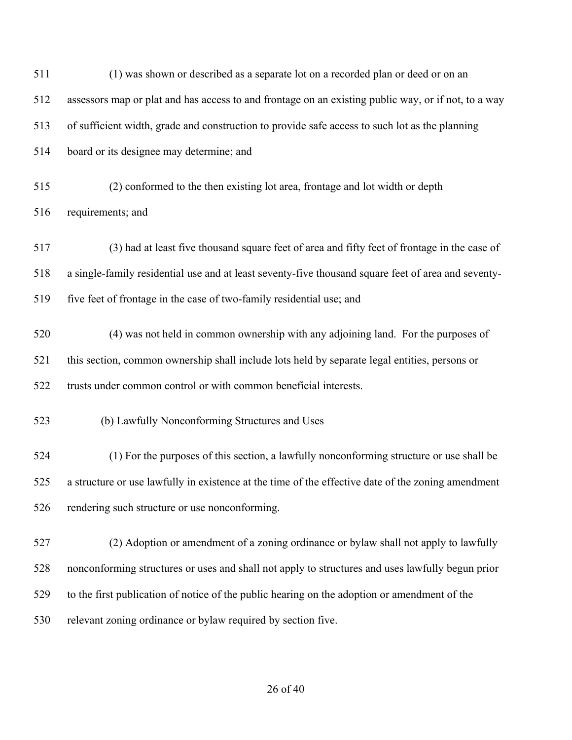(1) was shown or described as a separate lot on a recorded plan or deed or on an assessors map or plat and has access to and frontage on an existing public way, or if not, to a way of sufficient width, grade and construction to provide safe access to such lot as the planning board or its designee may determine; and

(2) conformed to the then existing lot area, frontage and lot width or depth requirements; and

(3) had at least five thousand square feet of area and fifty feet of frontage in the case of a single-family residential use and at least seventy-five thousand square feet of area and seventy-five feet of frontage in the case of two-family residential use; and

(4) was not held in common ownership with any adjoining land. For the purposes of this section, common ownership shall include lots held by separate legal entities, persons or trusts under common control or with common beneficial interests.

(b) Lawfully Nonconforming Structures and Uses

(1) For the purposes of this section, a lawfully nonconforming structure or use shall be a structure or use lawfully in existence at the time of the effective date of the zoning amendment rendering such structure or use nonconforming.

(2) Adoption or amendment of a zoning ordinance or bylaw shall not apply to lawfully nonconforming structures or uses and shall not apply to structures and uses lawfully begun prior to the first publication of notice of the public hearing on the adoption or amendment of the relevant zoning ordinance or bylaw required by section five.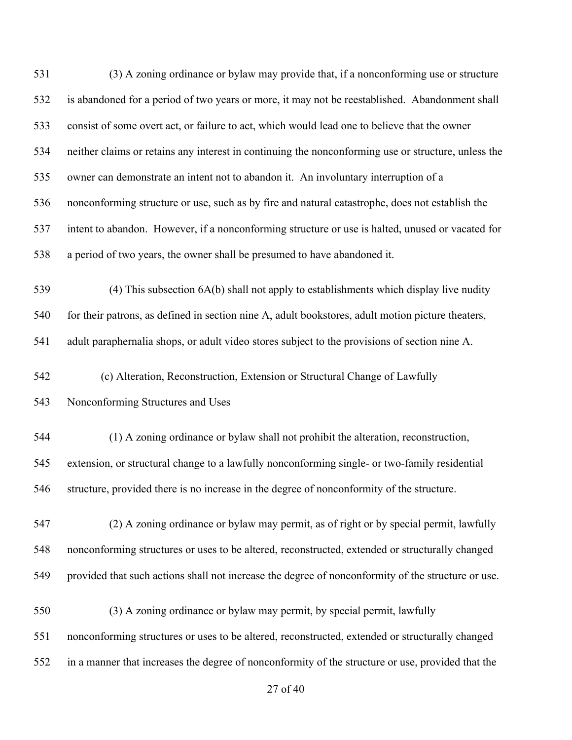(3) A zoning ordinance or bylaw may provide that, if a nonconforming use or structure is abandoned for a period of two years or more, it may not be reestablished. Abandonment shall consist of some overt act, or failure to act, which would lead one to believe that the owner neither claims or retains any interest in continuing the nonconforming use or structure, unless the owner can demonstrate an intent not to abandon it. An involuntary interruption of a nonconforming structure or use, such as by fire and natural catastrophe, does not establish the intent to abandon. However, if a nonconforming structure or use is halted, unused or vacated for a period of two years, the owner shall be presumed to have abandoned it.

(4) This subsection 6A(b) shall not apply to establishments which display live nudity for their patrons, as defined in section nine A, adult bookstores, adult motion picture theaters, adult paraphernalia shops, or adult video stores subject to the provisions of section nine A.

(c) Alteration, Reconstruction, Extension or Structural Change of Lawfully Nonconforming Structures and Uses

(1) A zoning ordinance or bylaw shall not prohibit the alteration, reconstruction, extension, or structural change to a lawfully nonconforming single- or two-family residential structure, provided there is no increase in the degree of nonconformity of the structure.

(2) A zoning ordinance or bylaw may permit, as of right or by special permit, lawfully nonconforming structures or uses to be altered, reconstructed, extended or structurally changed provided that such actions shall not increase the degree of nonconformity of the structure or use.

(3) A zoning ordinance or bylaw may permit, by special permit, lawfully nonconforming structures or uses to be altered, reconstructed, extended or structurally changed in a manner that increases the degree of nonconformity of the structure or use, provided that the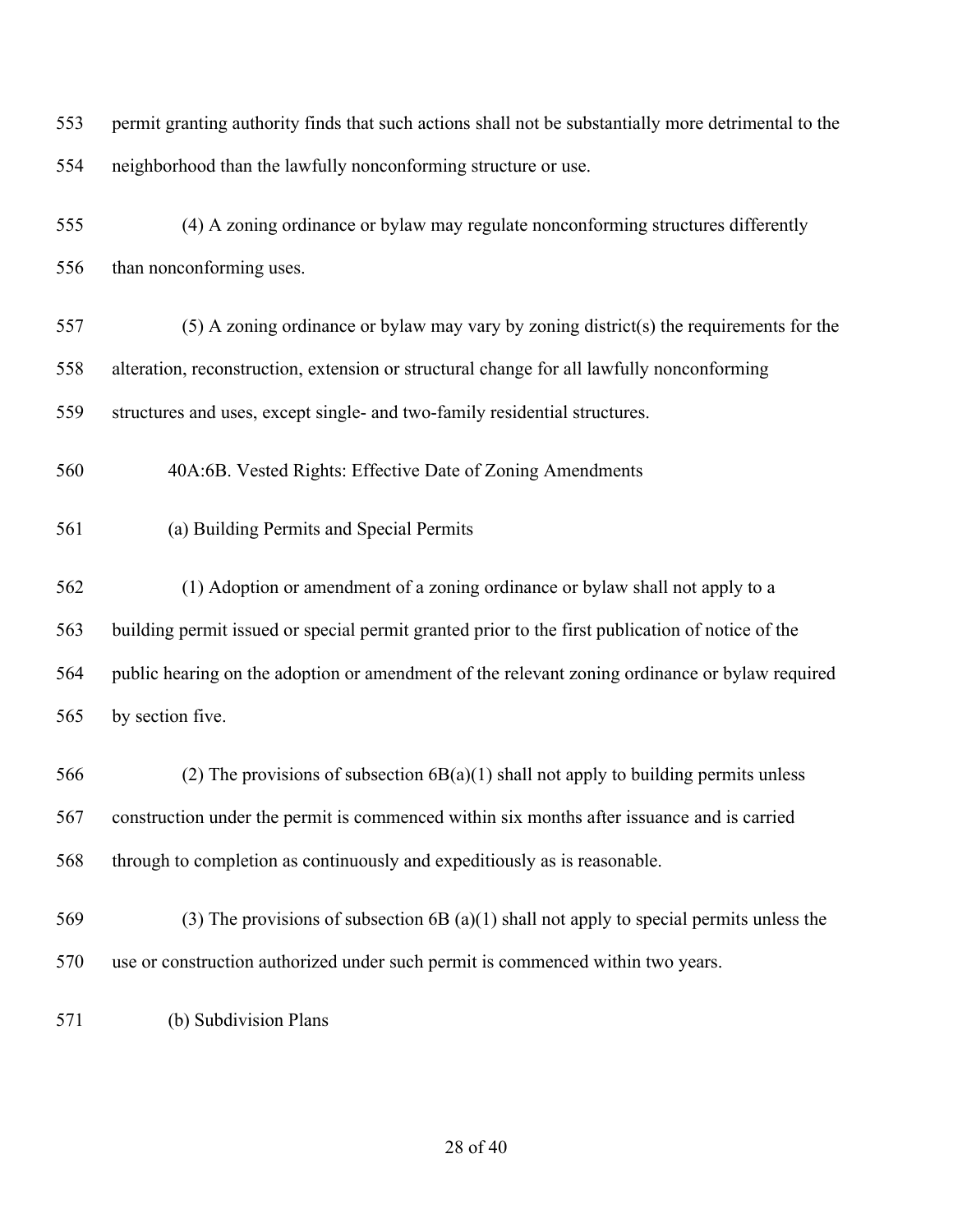permit granting authority finds that such actions shall not be substantially more detrimental to the neighborhood than the lawfully nonconforming structure or use.

(4) A zoning ordinance or bylaw may regulate nonconforming structures differently than nonconforming uses.

(5) A zoning ordinance or bylaw may vary by zoning district(s) the requirements for the alteration, reconstruction, extension or structural change for all lawfully nonconforming structures and uses, except single- and two-family residential structures.

40A:6B. Vested Rights: Effective Date of Zoning Amendments

(a) Building Permits and Special Permits

(1) Adoption or amendment of a zoning ordinance or bylaw shall not apply to a building permit issued or special permit granted prior to the first publication of notice of the public hearing on the adoption or amendment of the relevant zoning ordinance or bylaw required by section five.

(2) The provisions of subsection 6B(a)(1) shall not apply to building permits unless construction under the permit is commenced within six months after issuance and is carried through to completion as continuously and expeditiously as is reasonable.

(3) The provisions of subsection 6B (a)(1) shall not apply to special permits unless the use or construction authorized under such permit is commenced within two years.

(b) Subdivision Plans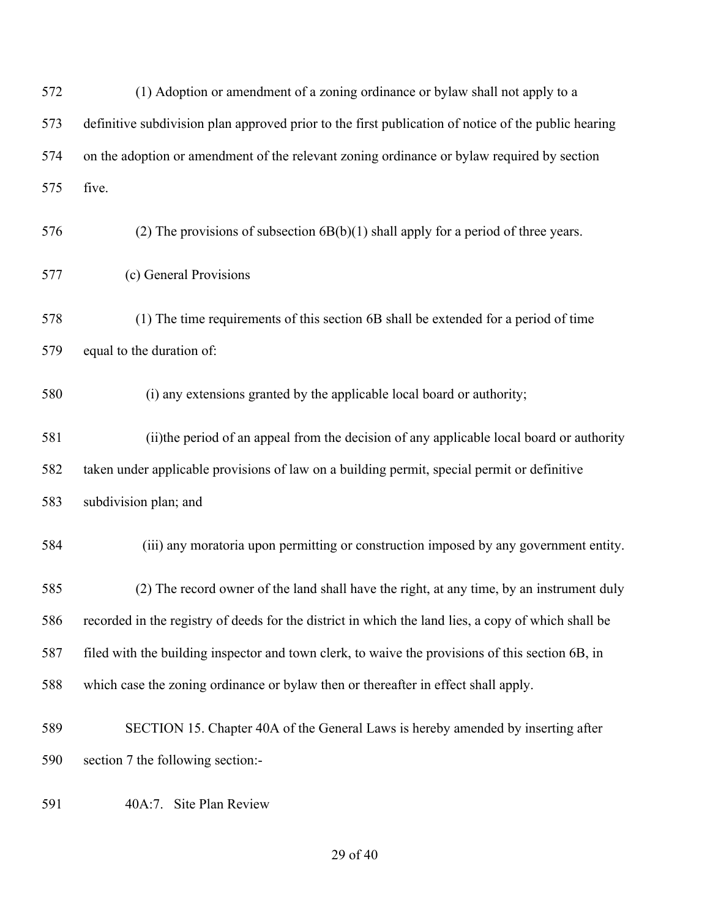(1) Adoption or amendment of a zoning ordinance or bylaw shall not apply to a definitive subdivision plan approved prior to the first publication of notice of the public hearing on the adoption or amendment of the relevant zoning ordinance or bylaw required by section five.

(2) The provisions of subsection 6B(b)(1) shall apply for a period of three years.

(c) General Provisions

(1) The time requirements of this section 6B shall be extended for a period of time equal to the duration of:

(i) any extensions granted by the applicable local board or authority;

(ii)the period of an appeal from the decision of any applicable local board or authority taken under applicable provisions of law on a building permit, special permit or definitive subdivision plan; and

(iii) any moratoria upon permitting or construction imposed by any government entity.

(2) The record owner of the land shall have the right, at any time, by an instrument duly recorded in the registry of deeds for the district in which the land lies, a copy of which shall be filed with the building inspector and town clerk, to waive the provisions of this section 6B, in which case the zoning ordinance or bylaw then or thereafter in effect shall apply.

SECTION 15. Chapter 40A of the General Laws is hereby amended by inserting after section 7 the following section:-

40A:7. Site Plan Review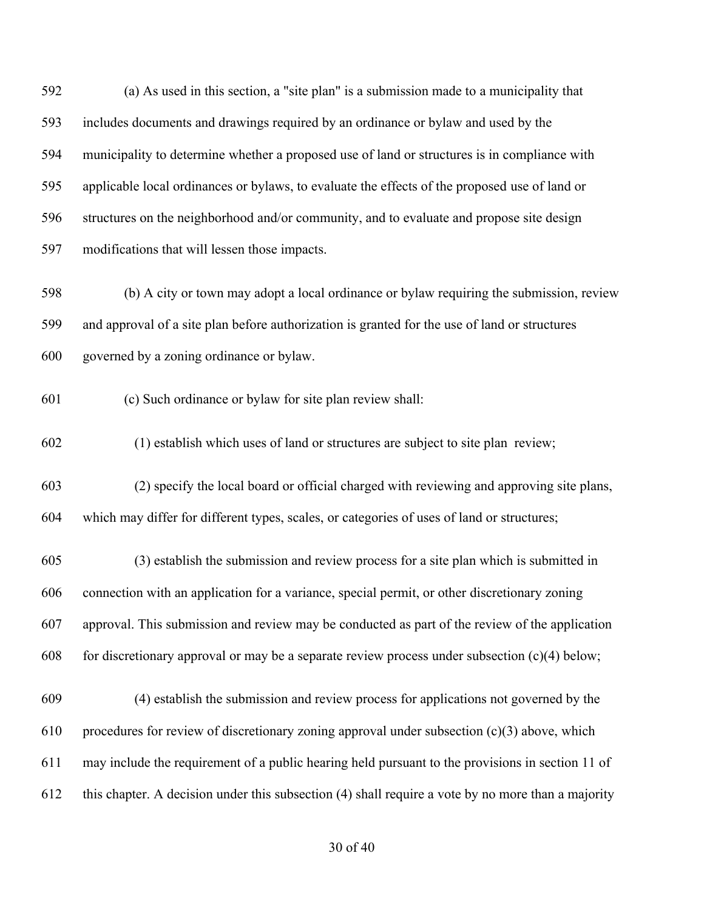(a) As used in this section, a "site plan" is a submission made to a municipality that includes documents and drawings required by an ordinance or bylaw and used by the municipality to determine whether a proposed use of land or structures is in compliance with applicable local ordinances or bylaws, to evaluate the effects of the proposed use of land or structures on the neighborhood and/or community, and to evaluate and propose site design modifications that will lessen those impacts.

(b) A city or town may adopt a local ordinance or bylaw requiring the submission, review and approval of a site plan before authorization is granted for the use of land or structures governed by a zoning ordinance or bylaw.

(c) Such ordinance or bylaw for site plan review shall:

(1) establish which uses of land or structures are subject to site plan review;

(2) specify the local board or official charged with reviewing and approving site plans, which may differ for different types, scales, or categories of uses of land or structures;

(3) establish the submission and review process for a site plan which is submitted in connection with an application for a variance, special permit, or other discretionary zoning approval. This submission and review may be conducted as part of the review of the application for discretionary approval or may be a separate review process under subsection (c)(4) below;

(4) establish the submission and review process for applications not governed by the procedures for review of discretionary zoning approval under subsection (c)(3) above, which may include the requirement of a public hearing held pursuant to the provisions in section 11 of this chapter. A decision under this subsection (4) shall require a vote by no more than a majority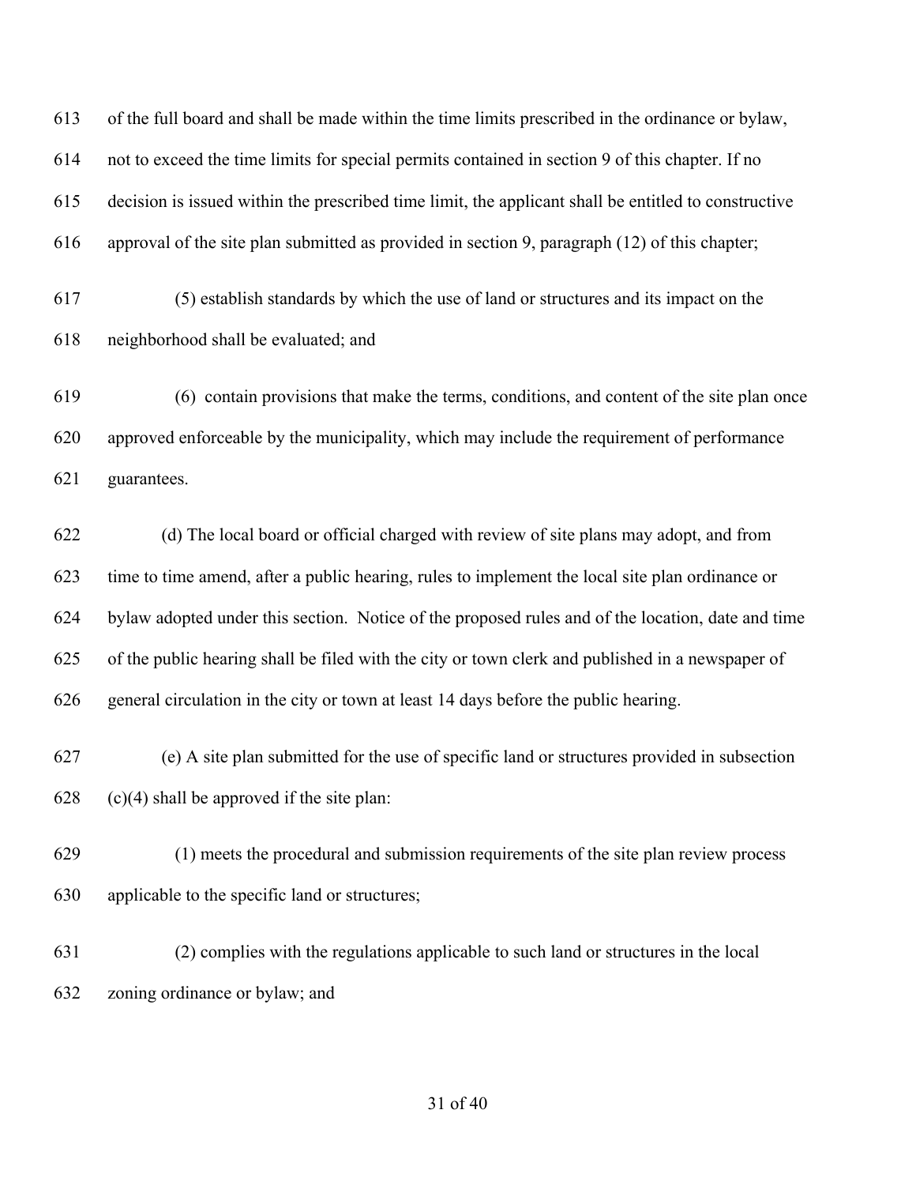of the full board and shall be made within the time limits prescribed in the ordinance or bylaw, not to exceed the time limits for special permits contained in section 9 of this chapter. If no decision is issued within the prescribed time limit, the applicant shall be entitled to constructive approval of the site plan submitted as provided in section 9, paragraph (12) of this chapter;

(5) establish standards by which the use of land or structures and its impact on the neighborhood shall be evaluated; and

(6) contain provisions that make the terms, conditions, and content of the site plan once approved enforceable by the municipality, which may include the requirement of performance guarantees.

(d) The local board or official charged with review of site plans may adopt, and from time to time amend, after a public hearing, rules to implement the local site plan ordinance or bylaw adopted under this section. Notice of the proposed rules and of the location, date and time of the public hearing shall be filed with the city or town clerk and published in a newspaper of general circulation in the city or town at least 14 days before the public hearing.

(e) A site plan submitted for the use of specific land or structures provided in subsection (c)(4) shall be approved if the site plan:

(1) meets the procedural and submission requirements of the site plan review process applicable to the specific land or structures;

(2) complies with the regulations applicable to such land or structures in the local zoning ordinance or bylaw; and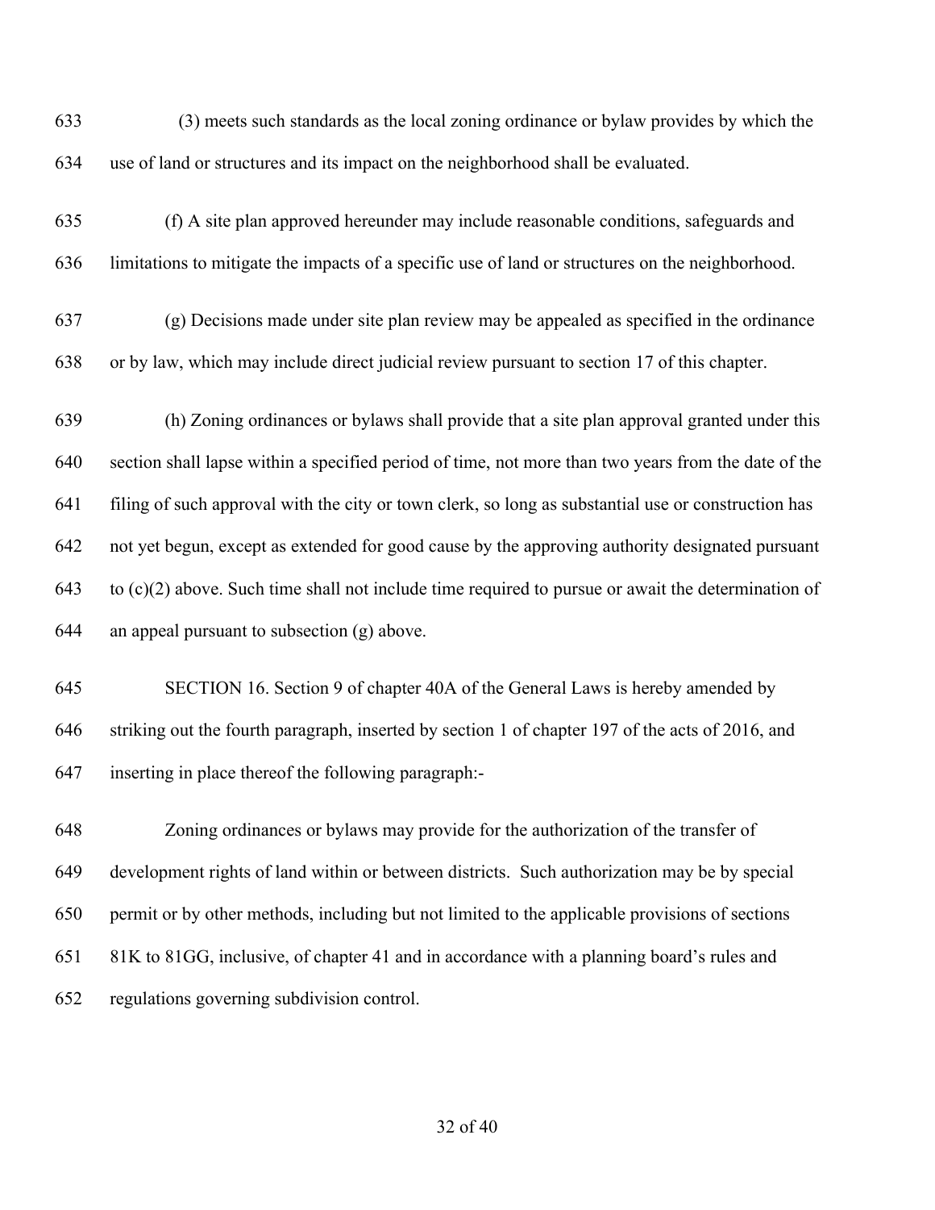633 (3) meets such standards as the local zoning ordinance or bylaw provides by which the
634 use of land or structures and its impact on the neighborhood shall be evaluated.

635 (f) A site plan approved hereunder may include reasonable conditions, safeguards and
636 limitations to mitigate the impacts of a specific use of land or structures on the neighborhood.

637 (g) Decisions made under site plan review may be appealed as specified in the ordinance
638 or by law, which may include direct judicial review pursuant to section 17 of this chapter.

639 (h) Zoning ordinances or bylaws shall provide that a site plan approval granted under this
640 section shall lapse within a specified period of time, not more than two years from the date of the
641 filing of such approval with the city or town clerk, so long as substantial use or construction has
642 not yet begun, except as extended for good cause by the approving authority designated pursuant
643 to (c)(2) above. Such time shall not include time required to pursue or await the determination of
644 an appeal pursuant to subsection (g) above.

645 SECTION 16. Section 9 of chapter 40A of the General Laws is hereby amended by
646 striking out the fourth paragraph, inserted by section 1 of chapter 197 of the acts of 2016, and
647 inserting in place thereof the following paragraph:-

648 Zoning ordinances or bylaws may provide for the authorization of the transfer of
649 development rights of land within or between districts. Such authorization may be by special
650 permit or by other methods, including but not limited to the applicable provisions of sections
651 81K to 81GG, inclusive, of chapter 41 and in accordance with a planning board's rules and
652 regulations governing subdivision control.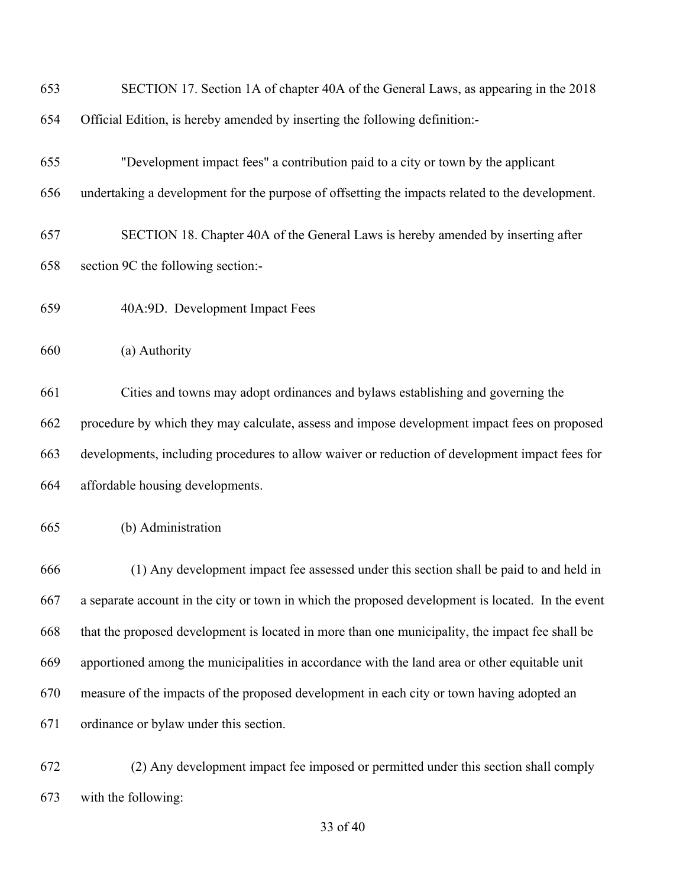SECTION 17. Section 1A of chapter 40A of the General Laws, as appearing in the 2018 Official Edition, is hereby amended by inserting the following definition:-

"Development impact fees" a contribution paid to a city or town by the applicant undertaking a development for the purpose of offsetting the impacts related to the development.

SECTION 18. Chapter 40A of the General Laws is hereby amended by inserting after section 9C the following section:-

40A:9D. Development Impact Fees

(a) Authority

Cities and towns may adopt ordinances and bylaws establishing and governing the procedure by which they may calculate, assess and impose development impact fees on proposed developments, including procedures to allow waiver or reduction of development impact fees for affordable housing developments.

(b) Administration

(1) Any development impact fee assessed under this section shall be paid to and held in a separate account in the city or town in which the proposed development is located. In the event that the proposed development is located in more than one municipality, the impact fee shall be apportioned among the municipalities in accordance with the land area or other equitable unit measure of the impacts of the proposed development in each city or town having adopted an ordinance or bylaw under this section.

(2) Any development impact fee imposed or permitted under this section shall comply with the following: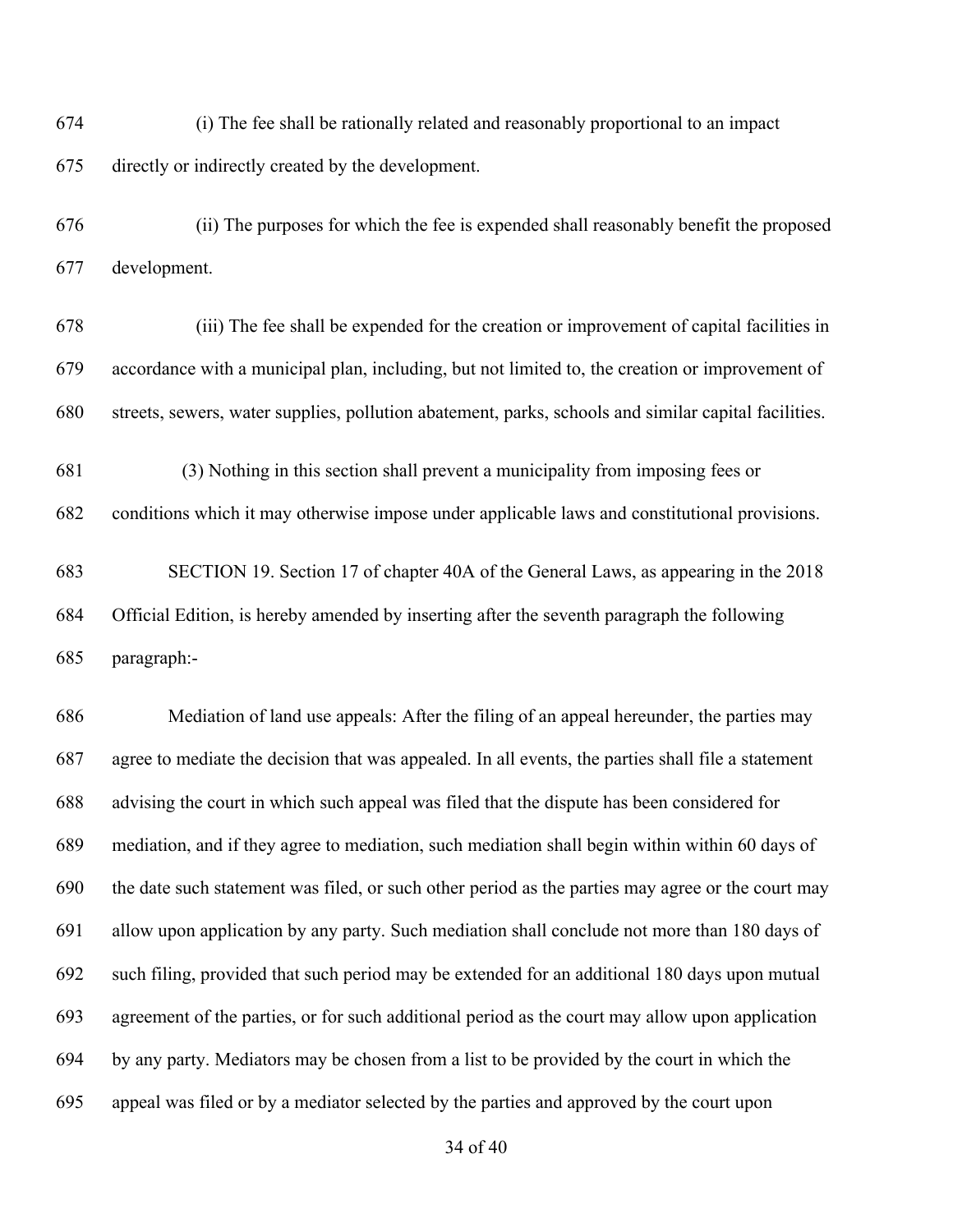(i) The fee shall be rationally related and reasonably proportional to an impact directly or indirectly created by the development.

(ii) The purposes for which the fee is expended shall reasonably benefit the proposed development.

(iii) The fee shall be expended for the creation or improvement of capital facilities in accordance with a municipal plan, including, but not limited to, the creation or improvement of streets, sewers, water supplies, pollution abatement, parks, schools and similar capital facilities.

(3) Nothing in this section shall prevent a municipality from imposing fees or conditions which it may otherwise impose under applicable laws and constitutional provisions.

SECTION 19. Section 17 of chapter 40A of the General Laws, as appearing in the 2018 Official Edition, is hereby amended by inserting after the seventh paragraph the following paragraph:-

Mediation of land use appeals: After the filing of an appeal hereunder, the parties may agree to mediate the decision that was appealed. In all events, the parties shall file a statement advising the court in which such appeal was filed that the dispute has been considered for mediation, and if they agree to mediation, such mediation shall begin within within 60 days of the date such statement was filed, or such other period as the parties may agree or the court may allow upon application by any party. Such mediation shall conclude not more than 180 days of such filing, provided that such period may be extended for an additional 180 days upon mutual agreement of the parties, or for such additional period as the court may allow upon application by any party. Mediators may be chosen from a list to be provided by the court in which the appeal was filed or by a mediator selected by the parties and approved by the court upon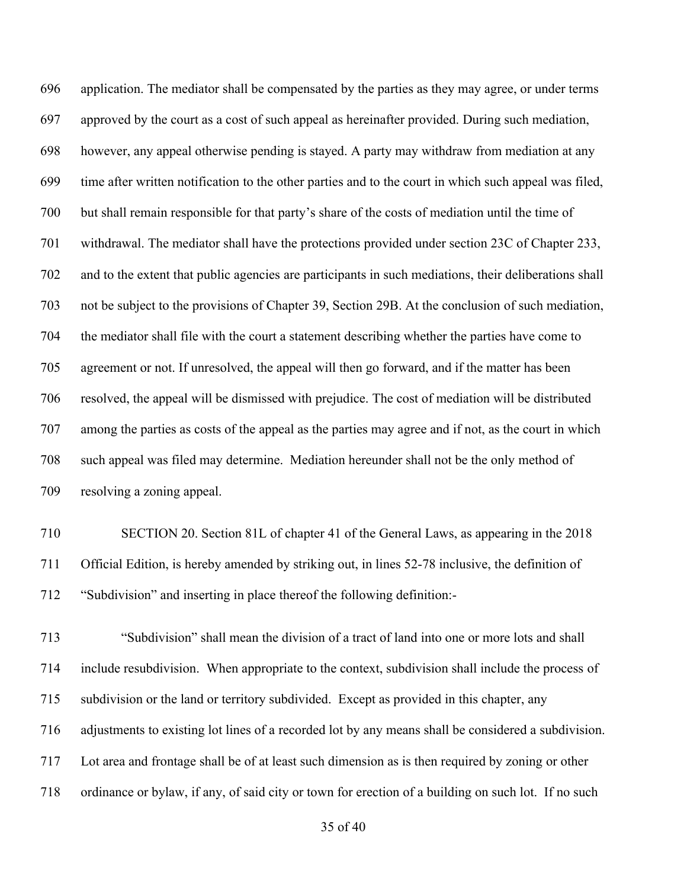application. The mediator shall be compensated by the parties as they may agree, or under terms approved by the court as a cost of such appeal as hereinafter provided. During such mediation, however, any appeal otherwise pending is stayed. A party may withdraw from mediation at any time after written notification to the other parties and to the court in which such appeal was filed, but shall remain responsible for that party's share of the costs of mediation until the time of withdrawal. The mediator shall have the protections provided under section 23C of Chapter 233, and to the extent that public agencies are participants in such mediations, their deliberations shall not be subject to the provisions of Chapter 39, Section 29B. At the conclusion of such mediation, the mediator shall file with the court a statement describing whether the parties have come to agreement or not. If unresolved, the appeal will then go forward, and if the matter has been resolved, the appeal will be dismissed with prejudice. The cost of mediation will be distributed among the parties as costs of the appeal as the parties may agree and if not, as the court in which such appeal was filed may determine. Mediation hereunder shall not be the only method of resolving a zoning appeal.

SECTION 20. Section 81L of chapter 41 of the General Laws, as appearing in the 2018 Official Edition, is hereby amended by striking out, in lines 52-78 inclusive, the definition of "Subdivision" and inserting in place thereof the following definition:-

"Subdivision" shall mean the division of a tract of land into one or more lots and shall include resubdivision. When appropriate to the context, subdivision shall include the process of subdivision or the land or territory subdivided. Except as provided in this chapter, any adjustments to existing lot lines of a recorded lot by any means shall be considered a subdivision. Lot area and frontage shall be of at least such dimension as is then required by zoning or other ordinance or bylaw, if any, of said city or town for erection of a building on such lot. If no such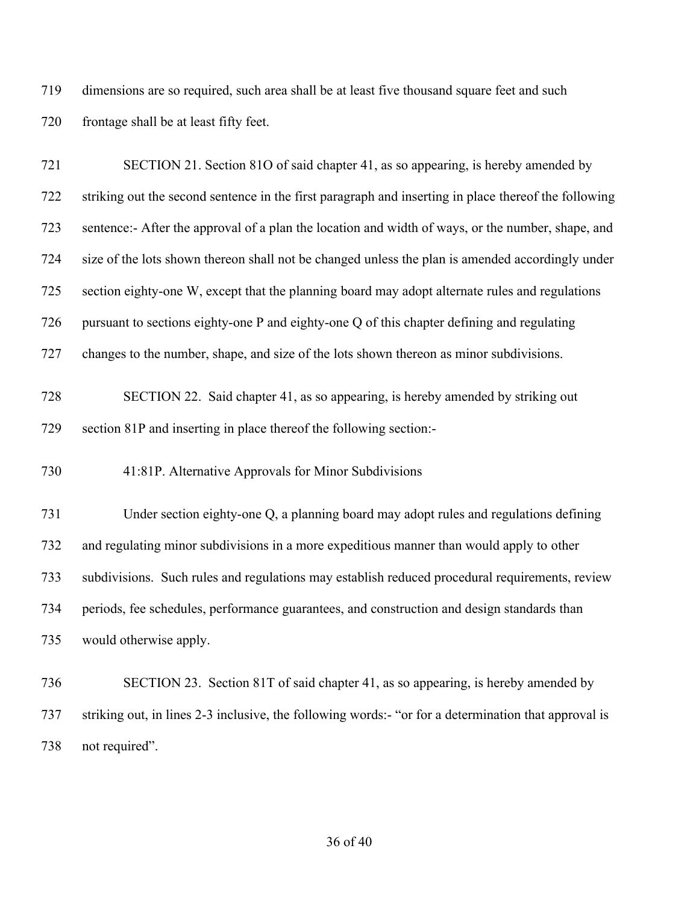dimensions are so required, such area shall be at least five thousand square feet and such frontage shall be at least fifty feet.

SECTION 21. Section 81O of said chapter 41, as so appearing, is hereby amended by striking out the second sentence in the first paragraph and inserting in place thereof the following sentence:- After the approval of a plan the location and width of ways, or the number, shape, and size of the lots shown thereon shall not be changed unless the plan is amended accordingly under section eighty-one W, except that the planning board may adopt alternate rules and regulations pursuant to sections eighty-one P and eighty-one Q of this chapter defining and regulating changes to the number, shape, and size of the lots shown thereon as minor subdivisions.

SECTION 22. Said chapter 41, as so appearing, is hereby amended by striking out section 81P and inserting in place thereof the following section:-

41:81P. Alternative Approvals for Minor Subdivisions

Under section eighty-one Q, a planning board may adopt rules and regulations defining and regulating minor subdivisions in a more expeditious manner than would apply to other subdivisions. Such rules and regulations may establish reduced procedural requirements, review periods, fee schedules, performance guarantees, and construction and design standards than would otherwise apply.

SECTION 23. Section 81T of said chapter 41, as so appearing, is hereby amended by striking out, in lines 2-3 inclusive, the following words:- "or for a determination that approval is not required".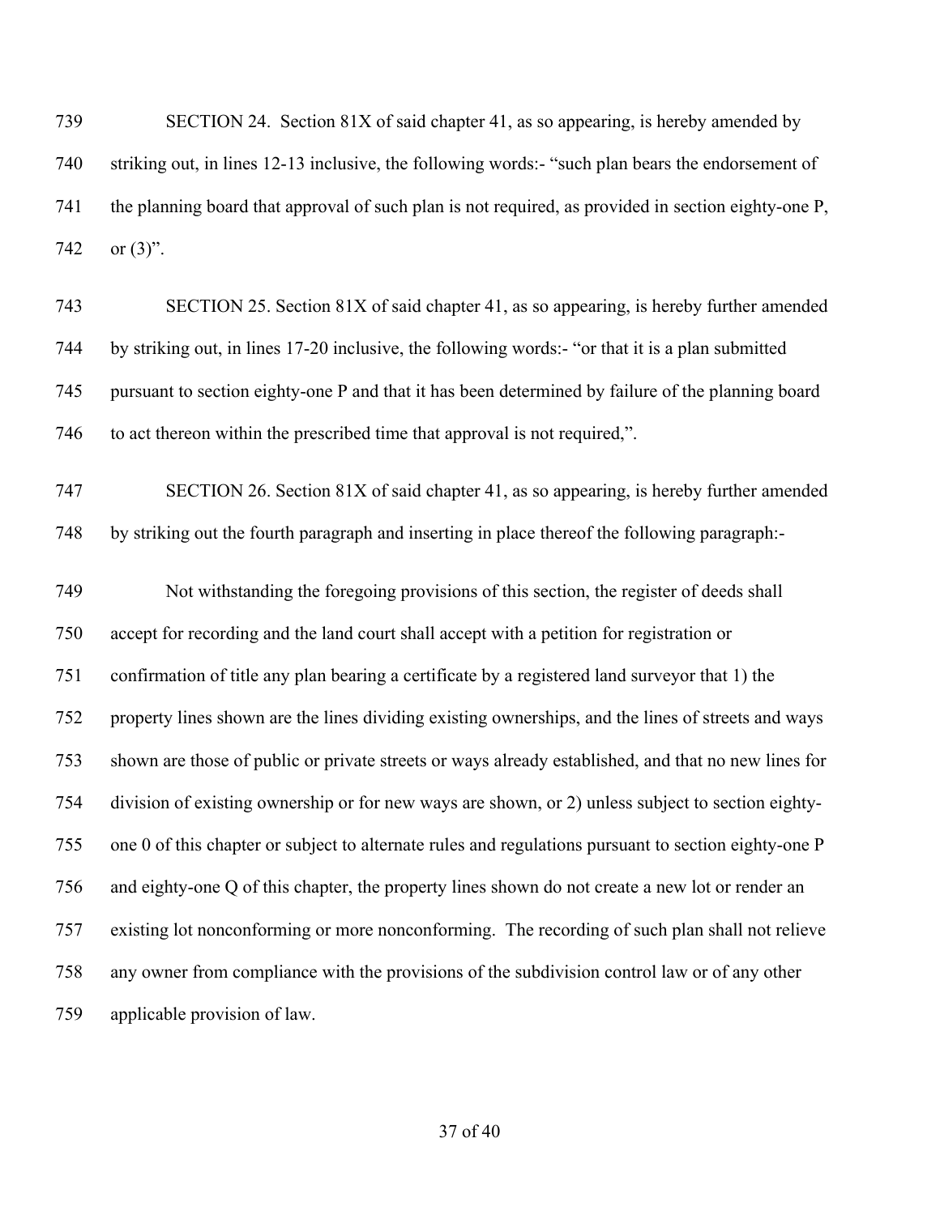SECTION 24. Section 81X of said chapter 41, as so appearing, is hereby amended by striking out, in lines 12-13 inclusive, the following words:- "such plan bears the endorsement of the planning board that approval of such plan is not required, as provided in section eighty-one P, or (3)".

SECTION 25. Section 81X of said chapter 41, as so appearing, is hereby further amended by striking out, in lines 17-20 inclusive, the following words:- "or that it is a plan submitted pursuant to section eighty-one P and that it has been determined by failure of the planning board to act thereon within the prescribed time that approval is not required,".

SECTION 26. Section 81X of said chapter 41, as so appearing, is hereby further amended by striking out the fourth paragraph and inserting in place thereof the following paragraph:-

Not withstanding the foregoing provisions of this section, the register of deeds shall accept for recording and the land court shall accept with a petition for registration or confirmation of title any plan bearing a certificate by a registered land surveyor that 1) the property lines shown are the lines dividing existing ownerships, and the lines of streets and ways shown are those of public or private streets or ways already established, and that no new lines for division of existing ownership or for new ways are shown, or 2) unless subject to section eighty-one 0 of this chapter or subject to alternate rules and regulations pursuant to section eighty-one P and eighty-one Q of this chapter, the property lines shown do not create a new lot or render an existing lot nonconforming or more nonconforming. The recording of such plan shall not relieve any owner from compliance with the provisions of the subdivision control law or of any other applicable provision of law.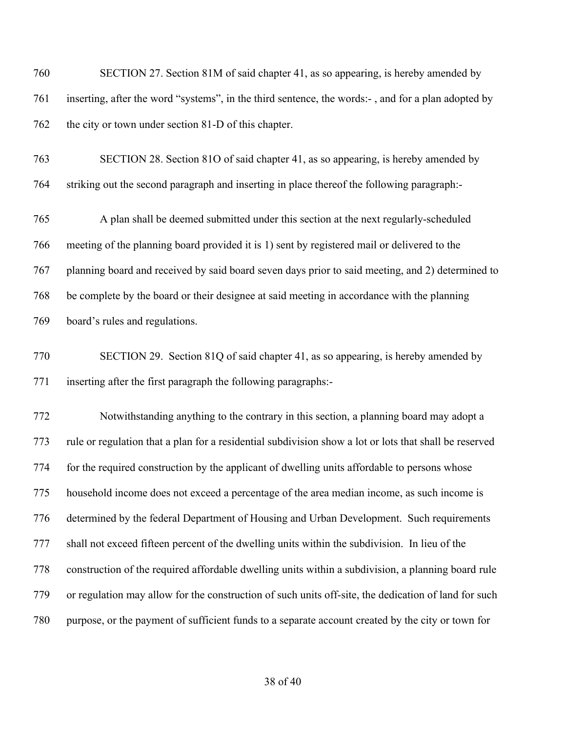760 SECTION 27. Section 81M of said chapter 41, as so appearing, is hereby amended by
761 inserting, after the word “systems”, in the third sentence, the words:- , and for a plan adopted by
762 the city or town under section 81-D of this chapter.

763 SECTION 28. Section 81O of said chapter 41, as so appearing, is hereby amended by
764 striking out the second paragraph and inserting in place thereof the following paragraph:-

765 A plan shall be deemed submitted under this section at the next regularly-scheduled
766 meeting of the planning board provided it is 1) sent by registered mail or delivered to the
767 planning board and received by said board seven days prior to said meeting, and 2) determined to
768 be complete by the board or their designee at said meeting in accordance with the planning
769 board’s rules and regulations.

770 SECTION 29. Section 81Q of said chapter 41, as so appearing, is hereby amended by
771 inserting after the first paragraph the following paragraphs:-

772 Notwithstanding anything to the contrary in this section, a planning board may adopt a
773 rule or regulation that a plan for a residential subdivision show a lot or lots that shall be reserved
774 for the required construction by the applicant of dwelling units affordable to persons whose
775 household income does not exceed a percentage of the area median income, as such income is
776 determined by the federal Department of Housing and Urban Development. Such requirements
777 shall not exceed fifteen percent of the dwelling units within the subdivision. In lieu of the
778 construction of the required affordable dwelling units within a subdivision, a planning board rule
779 or regulation may allow for the construction of such units off-site, the dedication of land for such
780 purpose, or the payment of sufficient funds to a separate account created by the city or town for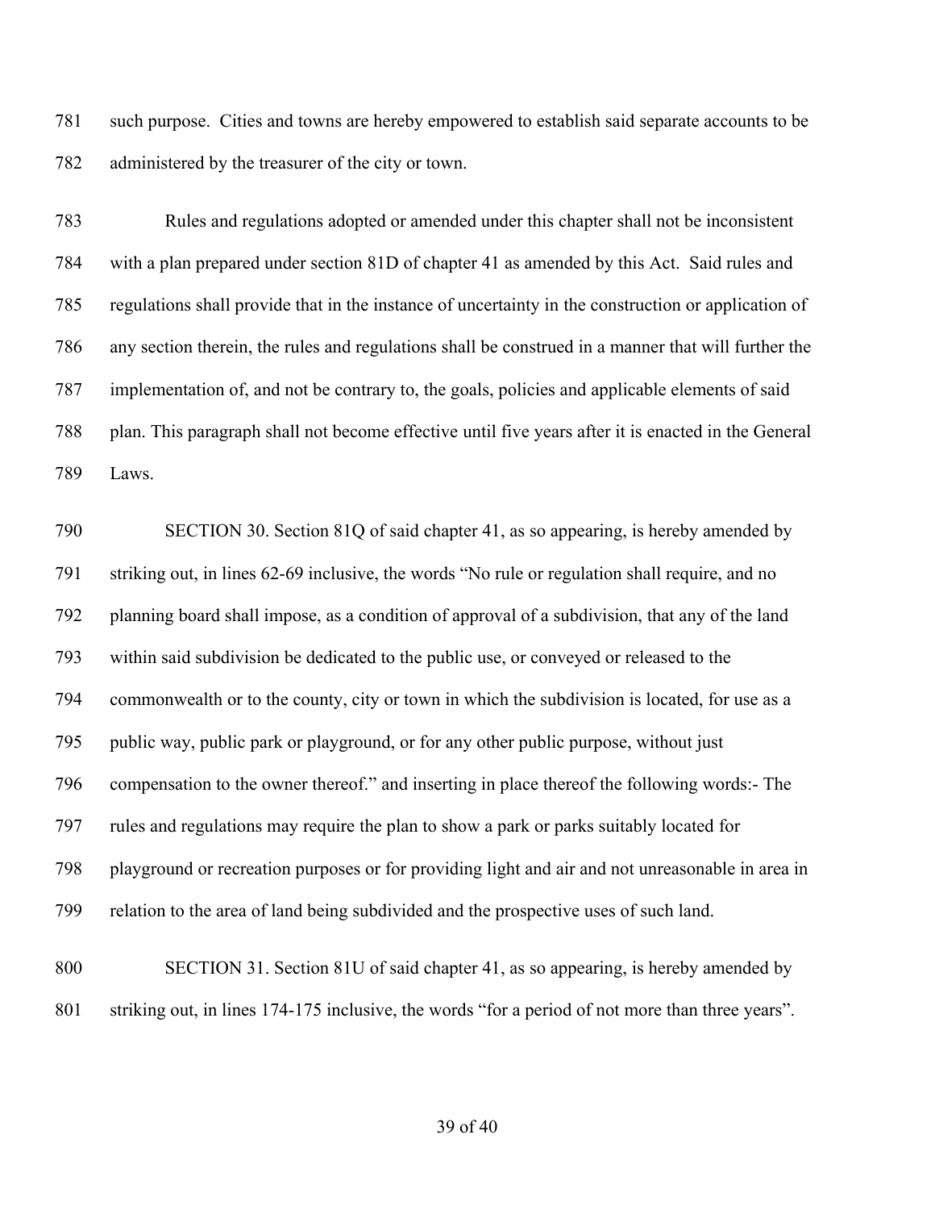such purpose. Cities and towns are hereby empowered to establish said separate accounts to be administered by the treasurer of the city or town.

Rules and regulations adopted or amended under this chapter shall not be inconsistent with a plan prepared under section 81D of chapter 41 as amended by this Act. Said rules and regulations shall provide that in the instance of uncertainty in the construction or application of any section therein, the rules and regulations shall be construed in a manner that will further the implementation of, and not be contrary to, the goals, policies and applicable elements of said plan. This paragraph shall not become effective until five years after it is enacted in the General Laws.

SECTION 30. Section 81Q of said chapter 41, as so appearing, is hereby amended by striking out, in lines 62-69 inclusive, the words "No rule or regulation shall require, and no planning board shall impose, as a condition of approval of a subdivision, that any of the land within said subdivision be dedicated to the public use, or conveyed or released to the commonwealth or to the county, city or town in which the subdivision is located, for use as a public way, public park or playground, or for any other public purpose, without just compensation to the owner thereof." and inserting in place thereof the following words:- The rules and regulations may require the plan to show a park or parks suitably located for playground or recreation purposes or for providing light and air and not unreasonable in area in relation to the area of land being subdivided and the prospective uses of such land.

SECTION 31. Section 81U of said chapter 41, as so appearing, is hereby amended by striking out, in lines 174-175 inclusive, the words "for a period of not more than three years".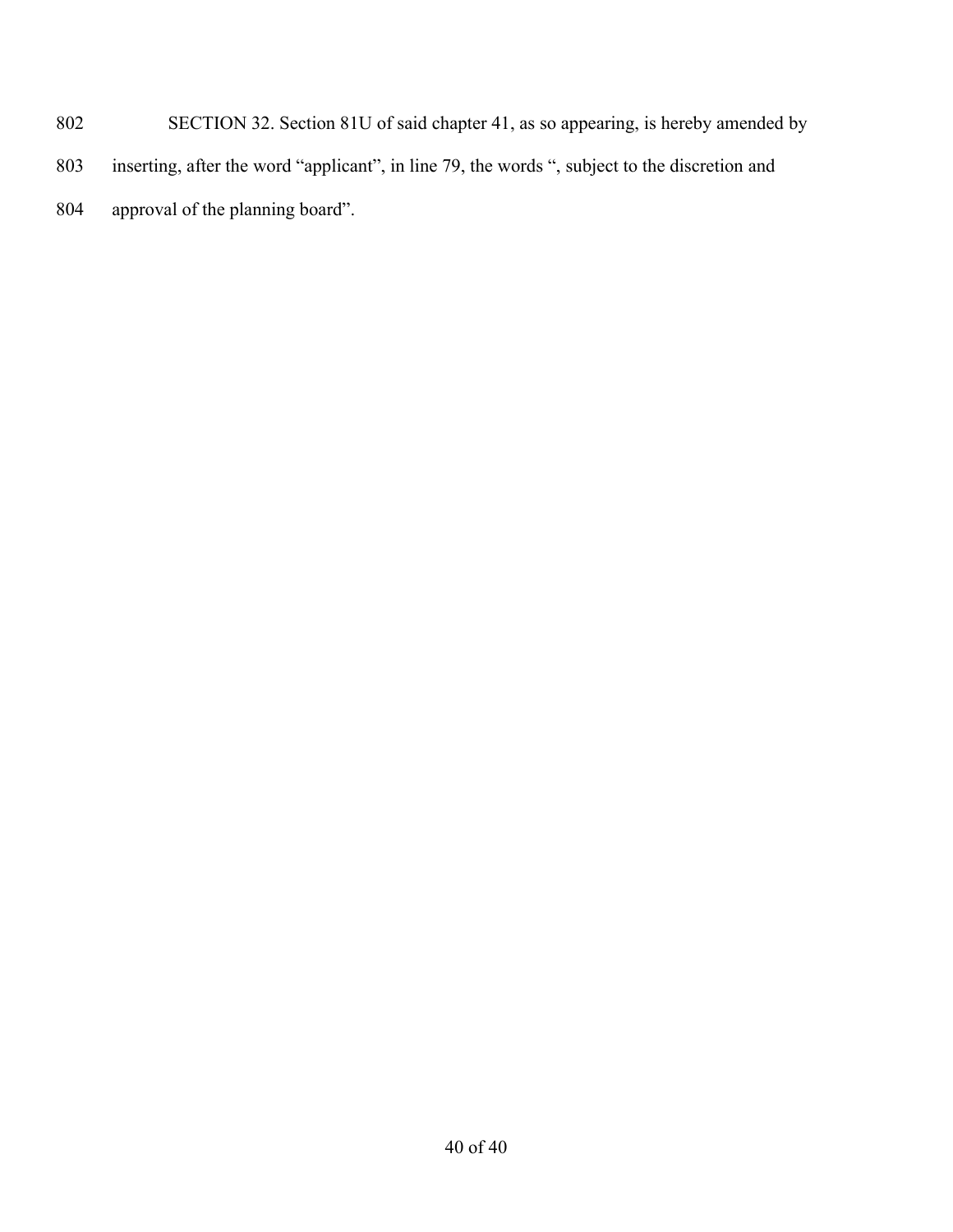SECTION 32. Section 81U of said chapter 41, as so appearing, is hereby amended by inserting, after the word "applicant", in line 79, the words ", subject to the discretion and approval of the planning board".